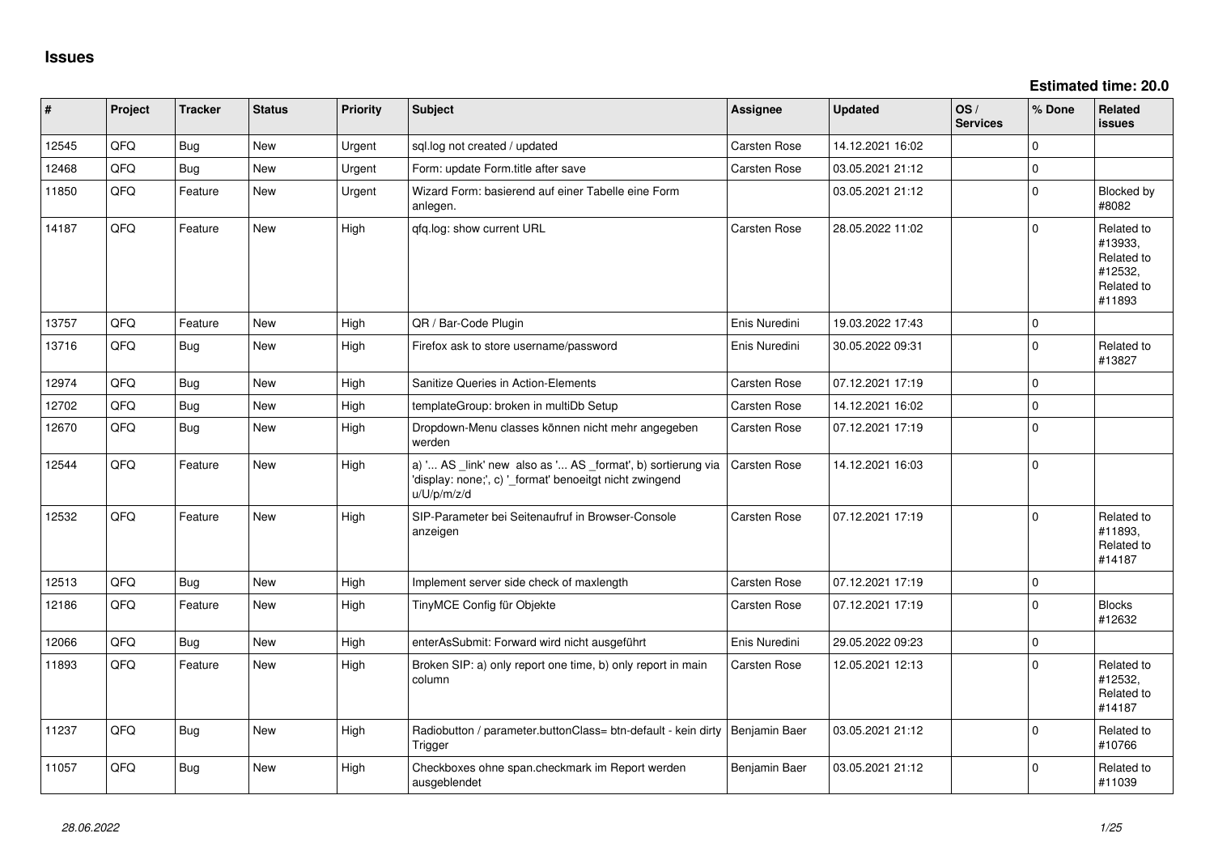# Issues

**Estimated time: 20.0**

| # | Project | Tracker | Status | Priority | Subject | Assignee | Updated | OS / Services | % Done | Related issues |
|---|---|---|---|---|---|---|---|---|---|---|
| 12545 | QFQ | Bug | New | Urgent | sql.log not created / updated | Carsten Rose | 14.12.2021 16:02 | | 0 | |
| 12468 | QFQ | Bug | New | Urgent | Form: update Form.title after save | Carsten Rose | 03.05.2021 21:12 | | 0 | |
| 11850 | QFQ | Feature | New | Urgent | Wizard Form: basierend auf einer Tabelle eine Form anlegen. | | 03.05.2021 21:12 | | 0 | Blocked by #8082 |
| 14187 | QFQ | Feature | New | High | qfq.log: show current URL | Carsten Rose | 28.05.2022 11:02 | | 0 | Related to #13933, Related to #12532, Related to #11893 |
| 13757 | QFQ | Feature | New | High | QR / Bar-Code Plugin | Enis Nuredini | 19.03.2022 17:43 | | 0 | |
| 13716 | QFQ | Bug | New | High | Firefox ask to store username/password | Enis Nuredini | 30.05.2022 09:31 | | 0 | Related to #13827 |
| 12974 | QFQ | Bug | New | High | Sanitize Queries in Action-Elements | Carsten Rose | 07.12.2021 17:19 | | 0 | |
| 12702 | QFQ | Bug | New | High | templateGroup: broken in multiDb Setup | Carsten Rose | 14.12.2021 16:02 | | 0 | |
| 12670 | QFQ | Bug | New | High | Dropdown-Menu classes können nicht mehr angegeben werden | Carsten Rose | 07.12.2021 17:19 | | 0 | |
| 12544 | QFQ | Feature | New | High | a) '... AS _link' new also as '... AS _format', b) sortierung via 'display: none;', c) '_format' benoeitgt nicht zwingend u/U/p/m/z/d | Carsten Rose | 14.12.2021 16:03 | | 0 | |
| 12532 | QFQ | Feature | New | High | SIP-Parameter bei Seitenaufruf in Browser-Console anzeigen | Carsten Rose | 07.12.2021 17:19 | | 0 | Related to #11893, Related to #14187 |
| 12513 | QFQ | Bug | New | High | Implement server side check of maxlength | Carsten Rose | 07.12.2021 17:19 | | 0 | |
| 12186 | QFQ | Feature | New | High | TinyMCE Config für Objekte | Carsten Rose | 07.12.2021 17:19 | | 0 | Blocks #12632 |
| 12066 | QFQ | Bug | New | High | enterAsSubmit: Forward wird nicht ausgeführt | Enis Nuredini | 29.05.2022 09:23 | | 0 | |
| 11893 | QFQ | Feature | New | High | Broken SIP: a) only report one time, b) only report in main column | Carsten Rose | 12.05.2021 12:13 | | 0 | Related to #12532, Related to #14187 |
| 11237 | QFQ | Bug | New | High | Radiobutton / parameter.buttonClass= btn-default - kein dirty Trigger | Benjamin Baer | 03.05.2021 21:12 | | 0 | Related to #10766 |
| 11057 | QFQ | Bug | New | High | Checkboxes ohne span.checkmark im Report werden ausgeblendet | Benjamin Baer | 03.05.2021 21:12 | | 0 | Related to #11039 |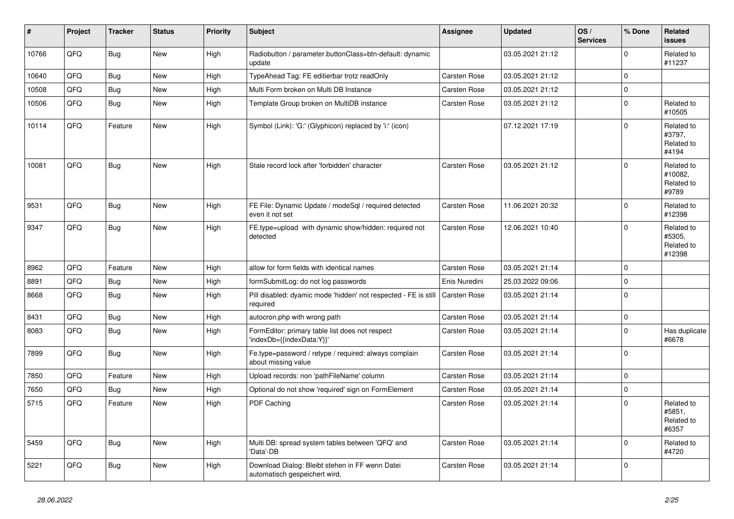| # | Project | Tracker | Status | Priority | Subject | Assignee | Updated | OS / Services | % Done | Related issues |
|---|---|---|---|---|---|---|---|---|---|---|
| 10766 | QFQ | Bug | New | High | Radiobutton / parameter.buttonClass=btn-default: dynamic update | | 03.05.2021 21:12 | | 0 | Related to #11237 |
| 10640 | QFQ | Bug | New | High | TypeAhead Tag: FE editierbar trotz readOnly | Carsten Rose | 03.05.2021 21:12 | | 0 | |
| 10508 | QFQ | Bug | New | High | Multi Form broken on Multi DB Instance | Carsten Rose | 03.05.2021 21:12 | | 0 | |
| 10506 | QFQ | Bug | New | High | Template Group broken on MultiDB instance | Carsten Rose | 03.05.2021 21:12 | | 0 | Related to #10505 |
| 10114 | QFQ | Feature | New | High | Symbol (Link): 'G:' (Glyphicon) replaced by 'i:' (icon) | | 07.12.2021 17:19 | | 0 | Related to #3797, Related to #4194 |
| 10081 | QFQ | Bug | New | High | Stale record lock after 'forbidden' character | Carsten Rose | 03.05.2021 21:12 | | 0 | Related to #10082, Related to #9789 |
| 9531 | QFQ | Bug | New | High | FE File: Dynamic Update / modeSql / required detected even it not set | Carsten Rose | 11.06.2021 20:32 | | 0 | Related to #12398 |
| 9347 | QFQ | Bug | New | High | FE.type=upload with dynamic show/hidden: required not detected | Carsten Rose | 12.06.2021 10:40 | | 0 | Related to #5305, Related to #12398 |
| 8962 | QFQ | Feature | New | High | allow for form fields with identical names | Carsten Rose | 03.05.2021 21:14 | | 0 | |
| 8891 | QFQ | Bug | New | High | formSubmitLog: do not log passwords | Enis Nuredini | 25.03.2022 09:06 | | 0 | |
| 8668 | QFQ | Bug | New | High | Pill disabled: dyamic mode 'hidden' not respected - FE is still required | Carsten Rose | 03.05.2021 21:14 | | 0 | |
| 8431 | QFQ | Bug | New | High | autocron.php with wrong path | Carsten Rose | 03.05.2021 21:14 | | 0 | |
| 8083 | QFQ | Bug | New | High | FormEditor: primary table list does not respect 'indexDb={{indexData:Y}}' | Carsten Rose | 03.05.2021 21:14 | | 0 | Has duplicate #6678 |
| 7899 | QFQ | Bug | New | High | Fe.type=password / retype / required: always complain about missing value | Carsten Rose | 03.05.2021 21:14 | | 0 | |
| 7850 | QFQ | Feature | New | High | Upload records: non 'pathFileName' column | Carsten Rose | 03.05.2021 21:14 | | 0 | |
| 7650 | QFQ | Bug | New | High | Optional do not show 'required' sign on FormElement | Carsten Rose | 03.05.2021 21:14 | | 0 | |
| 5715 | QFQ | Feature | New | High | PDF Caching | Carsten Rose | 03.05.2021 21:14 | | 0 | Related to #5851, Related to #6357 |
| 5459 | QFQ | Bug | New | High | Multi DB: spread system tables between 'QFQ' and 'Data'-DB | Carsten Rose | 03.05.2021 21:14 | | 0 | Related to #4720 |
| 5221 | QFQ | Bug | New | High | Download Dialog: Bleibt stehen in FF wenn Datei automatisch gespeichert wird. | Carsten Rose | 03.05.2021 21:14 | | 0 | |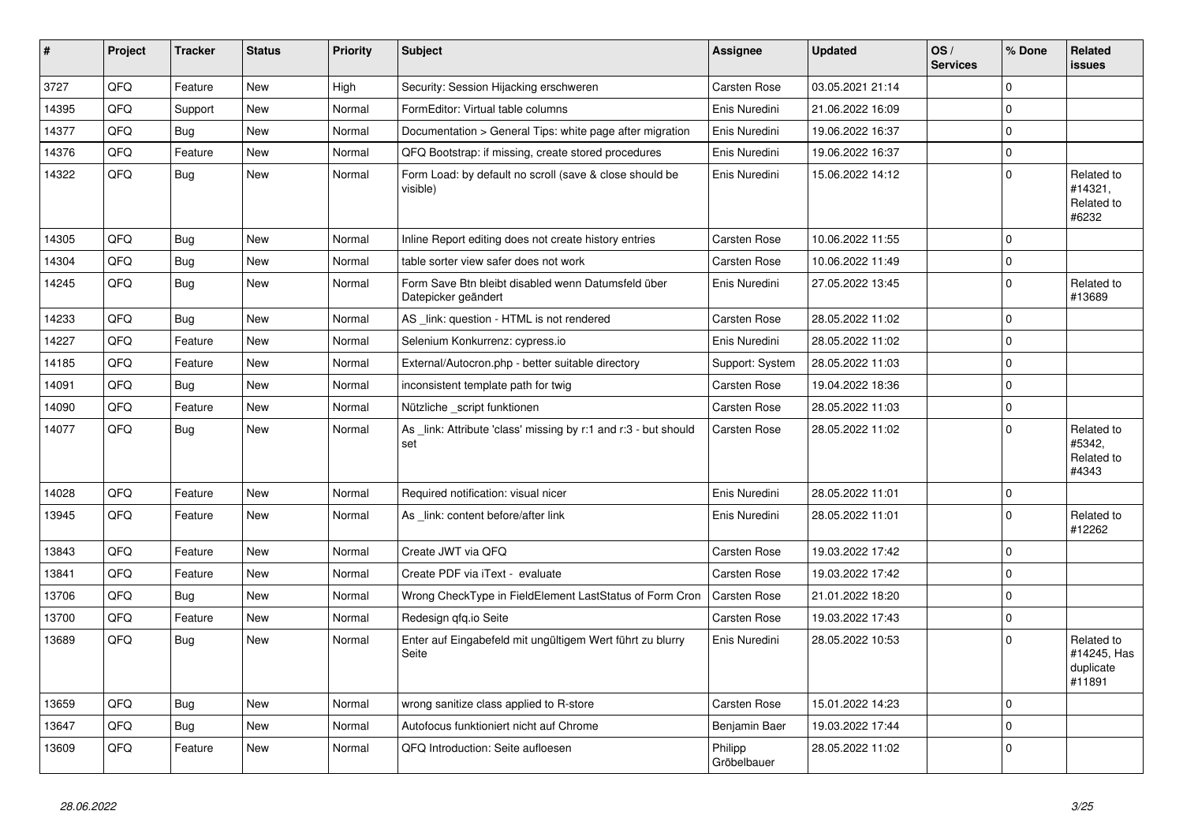| # | Project | Tracker | Status | Priority | Subject | Assignee | Updated | OS / Services | % Done | Related issues |
|---|---|---|---|---|---|---|---|---|---|---|
| 3727 | QFQ | Feature | New | High | Security: Session Hijacking erschweren | Carsten Rose | 03.05.2021 21:14 | | 0 | |
| 14395 | QFQ | Support | New | Normal | FormEditor: Virtual table columns | Enis Nuredini | 21.06.2022 16:09 | | 0 | |
| 14377 | QFQ | Bug | New | Normal | Documentation > General Tips: white page after migration | Enis Nuredini | 19.06.2022 16:37 | | 0 | |
| 14376 | QFQ | Feature | New | Normal | QFQ Bootstrap: if missing, create stored procedures | Enis Nuredini | 19.06.2022 16:37 | | 0 | |
| 14322 | QFQ | Bug | New | Normal | Form Load: by default no scroll (save & close should be visible) | Enis Nuredini | 15.06.2022 14:12 | | 0 | Related to #14321, Related to #6232 |
| 14305 | QFQ | Bug | New | Normal | Inline Report editing does not create history entries | Carsten Rose | 10.06.2022 11:55 | | 0 | |
| 14304 | QFQ | Bug | New | Normal | table sorter view safer does not work | Carsten Rose | 10.06.2022 11:49 | | 0 | |
| 14245 | QFQ | Bug | New | Normal | Form Save Btn bleibt disabled wenn Datumsfeld über Datepicker geändert | Enis Nuredini | 27.05.2022 13:45 | | 0 | Related to #13689 |
| 14233 | QFQ | Bug | New | Normal | AS _link: question - HTML is not rendered | Carsten Rose | 28.05.2022 11:02 | | 0 | |
| 14227 | QFQ | Feature | New | Normal | Selenium Konkurrenz: cypress.io | Enis Nuredini | 28.05.2022 11:02 | | 0 | |
| 14185 | QFQ | Feature | New | Normal | External/Autocron.php - better suitable directory | Support: System | 28.05.2022 11:03 | | 0 | |
| 14091 | QFQ | Bug | New | Normal | inconsistent template path for twig | Carsten Rose | 19.04.2022 18:36 | | 0 | |
| 14090 | QFQ | Feature | New | Normal | Nützliche _script funktionen | Carsten Rose | 28.05.2022 11:03 | | 0 | |
| 14077 | QFQ | Bug | New | Normal | As _link: Attribute 'class' missing by r:1 and r:3 - but should set | Carsten Rose | 28.05.2022 11:02 | | 0 | Related to #5342, Related to #4343 |
| 14028 | QFQ | Feature | New | Normal | Required notification: visual nicer | Enis Nuredini | 28.05.2022 11:01 | | 0 | |
| 13945 | QFQ | Feature | New | Normal | As _link: content before/after link | Enis Nuredini | 28.05.2022 11:01 | | 0 | Related to #12262 |
| 13843 | QFQ | Feature | New | Normal | Create JWT via QFQ | Carsten Rose | 19.03.2022 17:42 | | 0 | |
| 13841 | QFQ | Feature | New | Normal | Create PDF via iText - evaluate | Carsten Rose | 19.03.2022 17:42 | | 0 | |
| 13706 | QFQ | Bug | New | Normal | Wrong CheckType in FieldElement LastStatus of Form Cron | Carsten Rose | 21.01.2022 18:20 | | 0 | |
| 13700 | QFQ | Feature | New | Normal | Redesign qfq.io Seite | Carsten Rose | 19.03.2022 17:43 | | 0 | |
| 13689 | QFQ | Bug | New | Normal | Enter auf Eingabefeld mit ungültigem Wert führt zu blurry Seite | Enis Nuredini | 28.05.2022 10:53 | | 0 | Related to #14245, Has duplicate #11891 |
| 13659 | QFQ | Bug | New | Normal | wrong sanitize class applied to R-store | Carsten Rose | 15.01.2022 14:23 | | 0 | |
| 13647 | QFQ | Bug | New | Normal | Autofocus funktioniert nicht auf Chrome | Benjamin Baer | 19.03.2022 17:44 | | 0 | |
| 13609 | QFQ | Feature | New | Normal | QFQ Introduction: Seite aufloesen | Philipp Gröbelbauer | 28.05.2022 11:02 | | 0 | |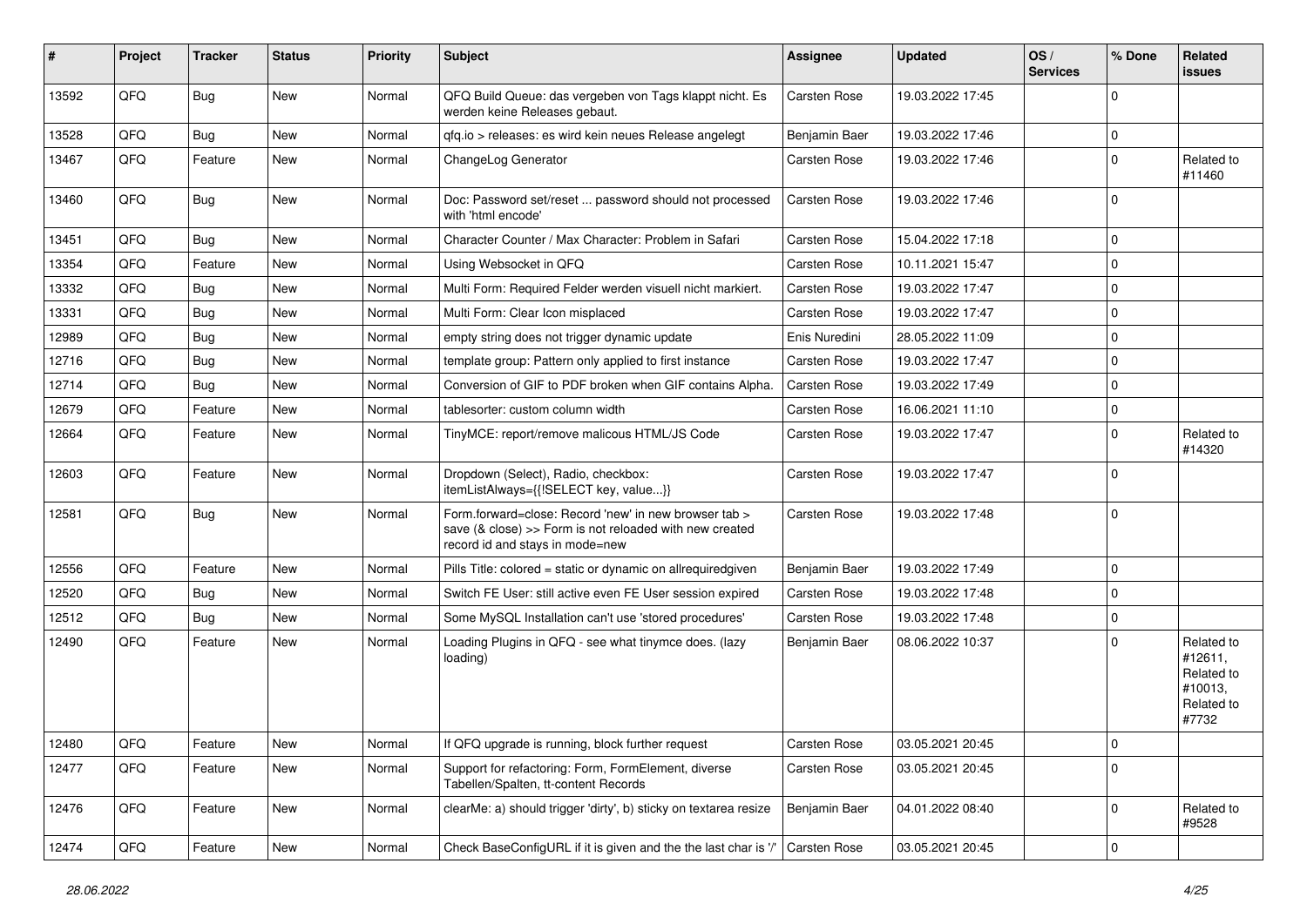| # | Project | Tracker | Status | Priority | Subject | Assignee | Updated | OS / Services | % Done | Related issues |
|---|---|---|---|---|---|---|---|---|---|---|
| 13592 | QFQ | Bug | New | Normal | QFQ Build Queue: das vergeben von Tags klappt nicht. Es werden keine Releases gebaut. | Carsten Rose | 19.03.2022 17:45 | | 0 | |
| 13528 | QFQ | Bug | New | Normal | qfq.io > releases: es wird kein neues Release angelegt | Benjamin Baer | 19.03.2022 17:46 | | 0 | |
| 13467 | QFQ | Feature | New | Normal | ChangeLog Generator | Carsten Rose | 19.03.2022 17:46 | | 0 | Related to #11460 |
| 13460 | QFQ | Bug | New | Normal | Doc: Password set/reset ... password should not processed with 'html encode' | Carsten Rose | 19.03.2022 17:46 | | 0 | |
| 13451 | QFQ | Bug | New | Normal | Character Counter / Max Character: Problem in Safari | Carsten Rose | 15.04.2022 17:18 | | 0 | |
| 13354 | QFQ | Feature | New | Normal | Using Websocket in QFQ | Carsten Rose | 10.11.2021 15:47 | | 0 | |
| 13332 | QFQ | Bug | New | Normal | Multi Form: Required Felder werden visuell nicht markiert. | Carsten Rose | 19.03.2022 17:47 | | 0 | |
| 13331 | QFQ | Bug | New | Normal | Multi Form: Clear Icon misplaced | Carsten Rose | 19.03.2022 17:47 | | 0 | |
| 12989 | QFQ | Bug | New | Normal | empty string does not trigger dynamic update | Enis Nuredini | 28.05.2022 11:09 | | 0 | |
| 12716 | QFQ | Bug | New | Normal | template group: Pattern only applied to first instance | Carsten Rose | 19.03.2022 17:47 | | 0 | |
| 12714 | QFQ | Bug | New | Normal | Conversion of GIF to PDF broken when GIF contains Alpha. | Carsten Rose | 19.03.2022 17:49 | | 0 | |
| 12679 | QFQ | Feature | New | Normal | tablesorter: custom column width | Carsten Rose | 16.06.2021 11:10 | | 0 | |
| 12664 | QFQ | Feature | New | Normal | TinyMCE: report/remove malicous HTML/JS Code | Carsten Rose | 19.03.2022 17:47 | | 0 | Related to #14320 |
| 12603 | QFQ | Feature | New | Normal | Dropdown (Select), Radio, checkbox: itemListAlways={{!SELECT key, value...}} | Carsten Rose | 19.03.2022 17:47 | | 0 | |
| 12581 | QFQ | Bug | New | Normal | Form.forward=close: Record 'new' in new browser tab > save (& close) >> Form is not reloaded with new created record id and stays in mode=new | Carsten Rose | 19.03.2022 17:48 | | 0 | |
| 12556 | QFQ | Feature | New | Normal | Pills Title: colored = static or dynamic on allrequiredgiven | Benjamin Baer | 19.03.2022 17:49 | | 0 | |
| 12520 | QFQ | Bug | New | Normal | Switch FE User: still active even FE User session expired | Carsten Rose | 19.03.2022 17:48 | | 0 | |
| 12512 | QFQ | Bug | New | Normal | Some MySQL Installation can't use 'stored procedures' | Carsten Rose | 19.03.2022 17:48 | | 0 | |
| 12490 | QFQ | Feature | New | Normal | Loading Plugins in QFQ - see what tinymce does. (lazy loading) | Benjamin Baer | 08.06.2022 10:37 | | 0 | Related to #12611, Related to #10013, Related to #7732 |
| 12480 | QFQ | Feature | New | Normal | If QFQ upgrade is running, block further request | Carsten Rose | 03.05.2021 20:45 | | 0 | |
| 12477 | QFQ | Feature | New | Normal | Support for refactoring: Form, FormElement, diverse Tabellen/Spalten, tt-content Records | Carsten Rose | 03.05.2021 20:45 | | 0 | |
| 12476 | QFQ | Feature | New | Normal | clearMe: a) should trigger 'dirty', b) sticky on textarea resize | Benjamin Baer | 04.01.2022 08:40 | | 0 | Related to #9528 |
| 12474 | QFQ | Feature | New | Normal | Check BaseConfigURL if it is given and the the last char is '/' | Carsten Rose | 03.05.2021 20:45 | | 0 | |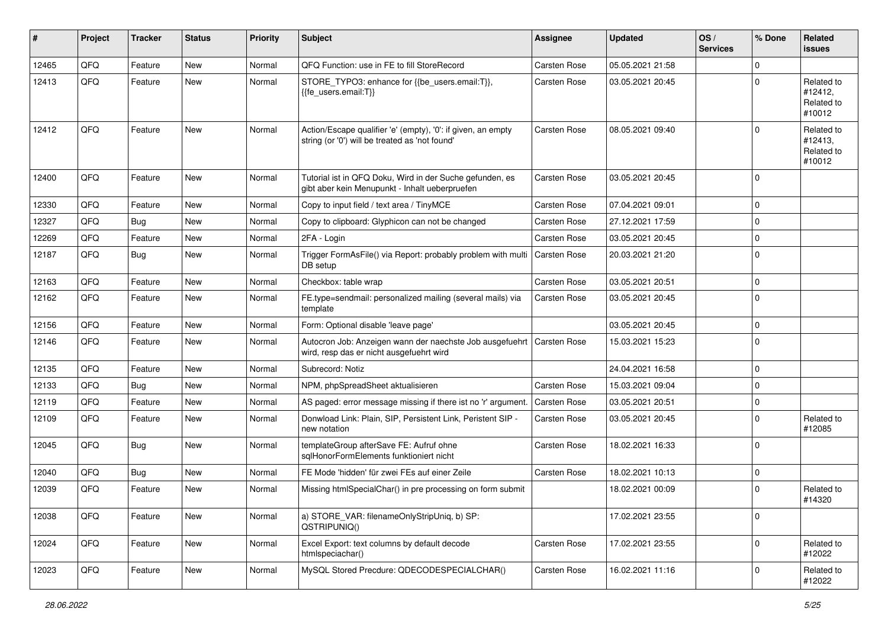| # | Project | Tracker | Status | Priority | Subject | Assignee | Updated | OS / Services | % Done | Related issues |
|---|---|---|---|---|---|---|---|---|---|---|
| 12465 | QFQ | Feature | New | Normal | QFQ Function: use in FE to fill StoreRecord | Carsten Rose | 05.05.2021 21:58 | | 0 | |
| 12413 | QFQ | Feature | New | Normal | STORE_TYPO3: enhance for {{be_users.email:T}}, {{fe_users.email:T}} | Carsten Rose | 03.05.2021 20:45 | | 0 | Related to #12412, Related to #10012 |
| 12412 | QFQ | Feature | New | Normal | Action/Escape qualifier 'e' (empty), '0': if given, an empty string (or '0') will be treated as 'not found' | Carsten Rose | 08.05.2021 09:40 | | 0 | Related to #12413, Related to #10012 |
| 12400 | QFQ | Feature | New | Normal | Tutorial ist in QFQ Doku, Wird in der Suche gefunden, es gibt aber kein Menupunkt - Inhalt ueberpruefen | Carsten Rose | 03.05.2021 20:45 | | 0 | |
| 12330 | QFQ | Feature | New | Normal | Copy to input field / text area / TinyMCE | Carsten Rose | 07.04.2021 09:01 | | 0 | |
| 12327 | QFQ | Bug | New | Normal | Copy to clipboard: Glyphicon can not be changed | Carsten Rose | 27.12.2021 17:59 | | 0 | |
| 12269 | QFQ | Feature | New | Normal | 2FA - Login | Carsten Rose | 03.05.2021 20:45 | | 0 | |
| 12187 | QFQ | Bug | New | Normal | Trigger FormAsFile() via Report: probably problem with multi DB setup | Carsten Rose | 20.03.2021 21:20 | | 0 | |
| 12163 | QFQ | Feature | New | Normal | Checkbox: table wrap | Carsten Rose | 03.05.2021 20:51 | | 0 | |
| 12162 | QFQ | Feature | New | Normal | FE.type=sendmail: personalized mailing (several mails) via template | Carsten Rose | 03.05.2021 20:45 | | 0 | |
| 12156 | QFQ | Feature | New | Normal | Form: Optional disable 'leave page' | | 03.05.2021 20:45 | | 0 | |
| 12146 | QFQ | Feature | New | Normal | Autocron Job: Anzeigen wann der naechste Job ausgefuehrt wird, resp das er nicht ausgefuehrt wird | Carsten Rose | 15.03.2021 15:23 | | 0 | |
| 12135 | QFQ | Feature | New | Normal | Subrecord: Notiz | | 24.04.2021 16:58 | | 0 | |
| 12133 | QFQ | Bug | New | Normal | NPM, phpSpreadSheet aktualisieren | Carsten Rose | 15.03.2021 09:04 | | 0 | |
| 12119 | QFQ | Feature | New | Normal | AS paged: error message missing if there ist no 'r' argument. | Carsten Rose | 03.05.2021 20:51 | | 0 | |
| 12109 | QFQ | Feature | New | Normal | Donwload Link: Plain, SIP, Persistent Link, Peristent SIP - new notation | Carsten Rose | 03.05.2021 20:45 | | 0 | Related to #12085 |
| 12045 | QFQ | Bug | New | Normal | templateGroup afterSave FE: Aufruf ohne sqlHonorFormElements funktioniert nicht | Carsten Rose | 18.02.2021 16:33 | | 0 | |
| 12040 | QFQ | Bug | New | Normal | FE Mode 'hidden' für zwei FEs auf einer Zeile | Carsten Rose | 18.02.2021 10:13 | | 0 | |
| 12039 | QFQ | Feature | New | Normal | Missing htmlSpecialChar() in pre processing on form submit | | 18.02.2021 00:09 | | 0 | Related to #14320 |
| 12038 | QFQ | Feature | New | Normal | a) STORE_VAR: filenameOnlyStripUniq, b) SP: QSTRIPUNIQ() | | 17.02.2021 23:55 | | 0 | |
| 12024 | QFQ | Feature | New | Normal | Excel Export: text columns by default decode htmlspeciachar() | Carsten Rose | 17.02.2021 23:55 | | 0 | Related to #12022 |
| 12023 | QFQ | Feature | New | Normal | MySQL Stored Precdure: QDECODESPECIALCHAR() | Carsten Rose | 16.02.2021 11:16 | | 0 | Related to #12022 |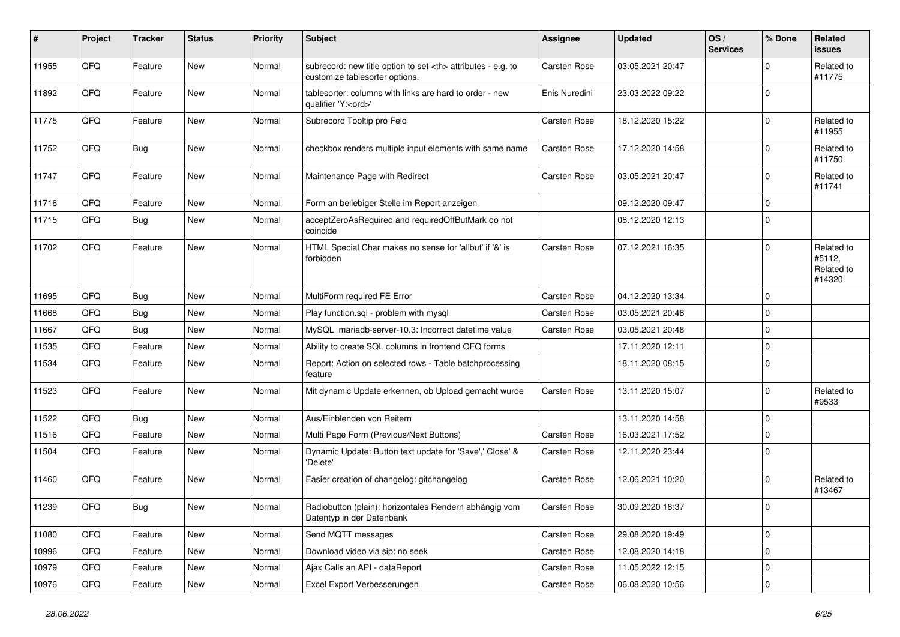| # | Project | Tracker | Status | Priority | Subject | Assignee | Updated | OS / Services | % Done | Related issues |
|---|---|---|---|---|---|---|---|---|---|---|
| 11955 | QFQ | Feature | New | Normal | subrecord: new title option to set <th> attributes - e.g. to customize tablesorter options. | Carsten Rose | 03.05.2021 20:47 | | 0 | Related to #11775 |
| 11892 | QFQ | Feature | New | Normal | tablesorter: columns with links are hard to order - new qualifier 'Y:<ord>' | Enis Nuredini | 23.03.2022 09:22 | | 0 | |
| 11775 | QFQ | Feature | New | Normal | Subrecord Tooltip pro Feld | Carsten Rose | 18.12.2020 15:22 | | 0 | Related to #11955 |
| 11752 | QFQ | Bug | New | Normal | checkbox renders multiple input elements with same name | Carsten Rose | 17.12.2020 14:58 | | 0 | Related to #11750 |
| 11747 | QFQ | Feature | New | Normal | Maintenance Page with Redirect | Carsten Rose | 03.05.2021 20:47 | | 0 | Related to #11741 |
| 11716 | QFQ | Feature | New | Normal | Form an beliebiger Stelle im Report anzeigen | | 09.12.2020 09:47 | | 0 | |
| 11715 | QFQ | Bug | New | Normal | acceptZeroAsRequired and requiredOffButMark do not coincide | | 08.12.2020 12:13 | | 0 | |
| 11702 | QFQ | Feature | New | Normal | HTML Special Char makes no sense for 'allbut' if '&' is forbidden | Carsten Rose | 07.12.2021 16:35 | | 0 | Related to #5112, Related to #14320 |
| 11695 | QFQ | Bug | New | Normal | MultiForm required FE Error | Carsten Rose | 04.12.2020 13:34 | | 0 | |
| 11668 | QFQ | Bug | New | Normal | Play function.sql - problem with mysql | Carsten Rose | 03.05.2021 20:48 | | 0 | |
| 11667 | QFQ | Bug | New | Normal | MySQL mariadb-server-10.3: Incorrect datetime value | Carsten Rose | 03.05.2021 20:48 | | 0 | |
| 11535 | QFQ | Feature | New | Normal | Ability to create SQL columns in frontend QFQ forms | | 17.11.2020 12:11 | | 0 | |
| 11534 | QFQ | Feature | New | Normal | Report: Action on selected rows - Table batchprocessing feature | | 18.11.2020 08:15 | | 0 | |
| 11523 | QFQ | Feature | New | Normal | Mit dynamic Update erkennen, ob Upload gemacht wurde | Carsten Rose | 13.11.2020 15:07 | | 0 | Related to #9533 |
| 11522 | QFQ | Bug | New | Normal | Aus/Einblenden von Reitern | | 13.11.2020 14:58 | | 0 | |
| 11516 | QFQ | Feature | New | Normal | Multi Page Form (Previous/Next Buttons) | Carsten Rose | 16.03.2021 17:52 | | 0 | |
| 11504 | QFQ | Feature | New | Normal | Dynamic Update: Button text update for 'Save',' Close' & 'Delete' | Carsten Rose | 12.11.2020 23:44 | | 0 | |
| 11460 | QFQ | Feature | New | Normal | Easier creation of changelog: gitchangelog | Carsten Rose | 12.06.2021 10:20 | | 0 | Related to #13467 |
| 11239 | QFQ | Bug | New | Normal | Radiobutton (plain): horizontales Rendern abhängig vom Datentyp in der Datenbank | Carsten Rose | 30.09.2020 18:37 | | 0 | |
| 11080 | QFQ | Feature | New | Normal | Send MQTT messages | Carsten Rose | 29.08.2020 19:49 | | 0 | |
| 10996 | QFQ | Feature | New | Normal | Download video via sip: no seek | Carsten Rose | 12.08.2020 14:18 | | 0 | |
| 10979 | QFQ | Feature | New | Normal | Ajax Calls an API - dataReport | Carsten Rose | 11.05.2022 12:15 | | 0 | |
| 10976 | QFQ | Feature | New | Normal | Excel Export Verbesserungen | Carsten Rose | 06.08.2020 10:56 | | 0 | |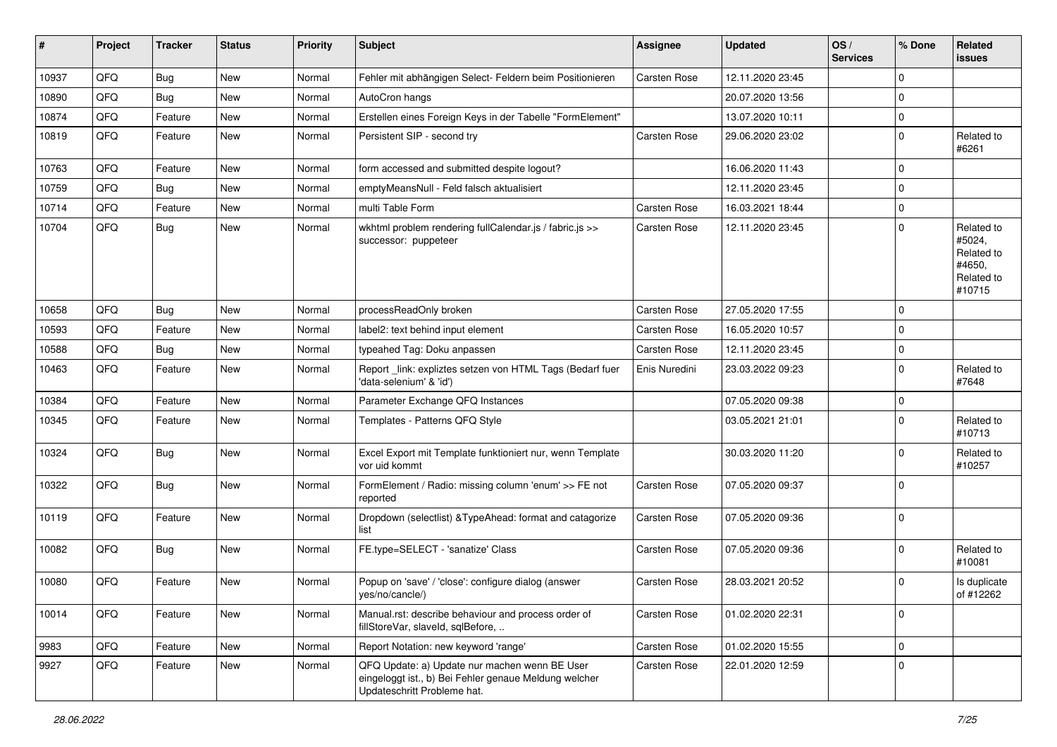| # | Project | Tracker | Status | Priority | Subject | Assignee | Updated | OS / Services | % Done | Related issues |
|---|---|---|---|---|---|---|---|---|---|---|
| 10937 | QFQ | Bug | New | Normal | Fehler mit abhängigen Select- Feldern beim Positionieren | Carsten Rose | 12.11.2020 23:45 | | 0 | |
| 10890 | QFQ | Bug | New | Normal | AutoCron hangs | | 20.07.2020 13:56 | | 0 | |
| 10874 | QFQ | Feature | New | Normal | Erstellen eines Foreign Keys in der Tabelle "FormElement" | | 13.07.2020 10:11 | | 0 | |
| 10819 | QFQ | Feature | New | Normal | Persistent SIP - second try | Carsten Rose | 29.06.2020 23:02 | | 0 | Related to #6261 |
| 10763 | QFQ | Feature | New | Normal | form accessed and submitted despite logout? | | 16.06.2020 11:43 | | 0 | |
| 10759 | QFQ | Bug | New | Normal | emptyMeansNull - Feld falsch aktualisiert | | 12.11.2020 23:45 | | 0 | |
| 10714 | QFQ | Feature | New | Normal | multi Table Form | Carsten Rose | 16.03.2021 18:44 | | 0 | |
| 10704 | QFQ | Bug | New | Normal | wkhtml problem rendering fullCalendar.js / fabric.js >> successor: puppeteer | Carsten Rose | 12.11.2020 23:45 | | 0 | Related to #5024, Related to #4650, Related to #10715 |
| 10658 | QFQ | Bug | New | Normal | processReadOnly broken | Carsten Rose | 27.05.2020 17:55 | | 0 | |
| 10593 | QFQ | Feature | New | Normal | label2: text behind input element | Carsten Rose | 16.05.2020 10:57 | | 0 | |
| 10588 | QFQ | Bug | New | Normal | typeahed Tag: Doku anpassen | Carsten Rose | 12.11.2020 23:45 | | 0 | |
| 10463 | QFQ | Feature | New | Normal | Report _link: expliztes setzen von HTML Tags (Bedarf fuer 'data-selenium' & 'id') | Enis Nuredini | 23.03.2022 09:23 | | 0 | Related to #7648 |
| 10384 | QFQ | Feature | New | Normal | Parameter Exchange QFQ Instances | | 07.05.2020 09:38 | | 0 | |
| 10345 | QFQ | Feature | New | Normal | Templates - Patterns QFQ Style | | 03.05.2021 21:01 | | 0 | Related to #10713 |
| 10324 | QFQ | Bug | New | Normal | Excel Export mit Template funktioniert nur, wenn Template vor uid kommt | | 30.03.2020 11:20 | | 0 | Related to #10257 |
| 10322 | QFQ | Bug | New | Normal | FormElement / Radio: missing column 'enum' >> FE not reported | Carsten Rose | 07.05.2020 09:37 | | 0 | |
| 10119 | QFQ | Feature | New | Normal | Dropdown (selectlist) &TypeAhead: format and catagorize list | Carsten Rose | 07.05.2020 09:36 | | 0 | |
| 10082 | QFQ | Bug | New | Normal | FE.type=SELECT - 'sanatize' Class | Carsten Rose | 07.05.2020 09:36 | | 0 | Related to #10081 |
| 10080 | QFQ | Feature | New | Normal | Popup on 'save' / 'close': configure dialog (answer yes/no/cancle/) | Carsten Rose | 28.03.2021 20:52 | | 0 | Is duplicate of #12262 |
| 10014 | QFQ | Feature | New | Normal | Manual.rst: describe behaviour and process order of fillStoreVar, slaveId, sqlBefore, .. | Carsten Rose | 01.02.2020 22:31 | | 0 | |
| 9983 | QFQ | Feature | New | Normal | Report Notation: new keyword 'range' | Carsten Rose | 01.02.2020 15:55 | | 0 | |
| 9927 | QFQ | Feature | New | Normal | QFQ Update: a) Update nur machen wenn BE User eingeloggt ist., b) Bei Fehler genaue Meldung welcher Updateschritt Probleme hat. | Carsten Rose | 22.01.2020 12:59 | | 0 | |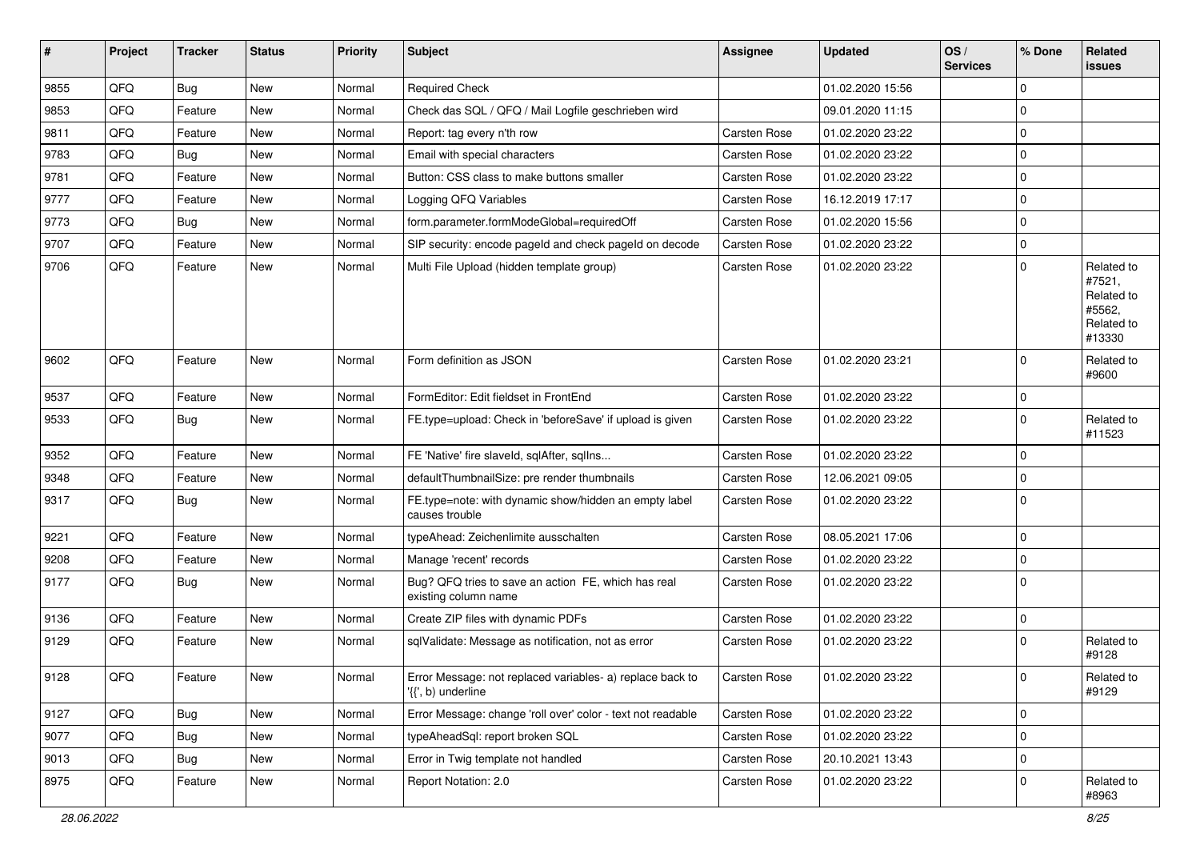| # | Project | Tracker | Status | Priority | Subject | Assignee | Updated | OS / Services | % Done | Related issues |
|---|---|---|---|---|---|---|---|---|---|---|
| 9855 | QFQ | Bug | New | Normal | Required Check | | 01.02.2020 15:56 | | 0 | |
| 9853 | QFQ | Feature | New | Normal | Check das SQL / QFQ / Mail Logfile geschrieben wird | | 09.01.2020 11:15 | | 0 | |
| 9811 | QFQ | Feature | New | Normal | Report: tag every n'th row | Carsten Rose | 01.02.2020 23:22 | | 0 | |
| 9783 | QFQ | Bug | New | Normal | Email with special characters | Carsten Rose | 01.02.2020 23:22 | | 0 | |
| 9781 | QFQ | Feature | New | Normal | Button: CSS class to make buttons smaller | Carsten Rose | 01.02.2020 23:22 | | 0 | |
| 9777 | QFQ | Feature | New | Normal | Logging QFQ Variables | Carsten Rose | 16.12.2019 17:17 | | 0 | |
| 9773 | QFQ | Bug | New | Normal | form.parameter.formModeGlobal=requiredOff | Carsten Rose | 01.02.2020 15:56 | | 0 | |
| 9707 | QFQ | Feature | New | Normal | SIP security: encode pageId and check pageId on decode | Carsten Rose | 01.02.2020 23:22 | | 0 | |
| 9706 | QFQ | Feature | New | Normal | Multi File Upload (hidden template group) | Carsten Rose | 01.02.2020 23:22 | | 0 | Related to #7521, Related to #5562, Related to #13330 |
| 9602 | QFQ | Feature | New | Normal | Form definition as JSON | Carsten Rose | 01.02.2020 23:21 | | 0 | Related to #9600 |
| 9537 | QFQ | Feature | New | Normal | FormEditor: Edit fieldset in FrontEnd | Carsten Rose | 01.02.2020 23:22 | | 0 | |
| 9533 | QFQ | Bug | New | Normal | FE.type=upload: Check in 'beforeSave' if upload is given | Carsten Rose | 01.02.2020 23:22 | | 0 | Related to #11523 |
| 9352 | QFQ | Feature | New | Normal | FE 'Native' fire slaveId, sqlAfter, sqlIns... | Carsten Rose | 01.02.2020 23:22 | | 0 | |
| 9348 | QFQ | Feature | New | Normal | defaultThumbnailSize: pre render thumbnails | Carsten Rose | 12.06.2021 09:05 | | 0 | |
| 9317 | QFQ | Bug | New | Normal | FE.type=note: with dynamic show/hidden an empty label causes trouble | Carsten Rose | 01.02.2020 23:22 | | 0 | |
| 9221 | QFQ | Feature | New | Normal | typeAhead: Zeichenlimite ausschalten | Carsten Rose | 08.05.2021 17:06 | | 0 | |
| 9208 | QFQ | Feature | New | Normal | Manage 'recent' records | Carsten Rose | 01.02.2020 23:22 | | 0 | |
| 9177 | QFQ | Bug | New | Normal | Bug? QFQ tries to save an action FE, which has real existing column name | Carsten Rose | 01.02.2020 23:22 | | 0 | |
| 9136 | QFQ | Feature | New | Normal | Create ZIP files with dynamic PDFs | Carsten Rose | 01.02.2020 23:22 | | 0 | |
| 9129 | QFQ | Feature | New | Normal | sqlValidate: Message as notification, not as error | Carsten Rose | 01.02.2020 23:22 | | 0 | Related to #9128 |
| 9128 | QFQ | Feature | New | Normal | Error Message: not replaced variables- a) replace back to '{{', b) underline | Carsten Rose | 01.02.2020 23:22 | | 0 | Related to #9129 |
| 9127 | QFQ | Bug | New | Normal | Error Message: change 'roll over' color - text not readable | Carsten Rose | 01.02.2020 23:22 | | 0 | |
| 9077 | QFQ | Bug | New | Normal | typeAheadSql: report broken SQL | Carsten Rose | 01.02.2020 23:22 | | 0 | |
| 9013 | QFQ | Bug | New | Normal | Error in Twig template not handled | Carsten Rose | 20.10.2021 13:43 | | 0 | |
| 8975 | QFQ | Feature | New | Normal | Report Notation: 2.0 | Carsten Rose | 01.02.2020 23:22 | | 0 | Related to #8963 |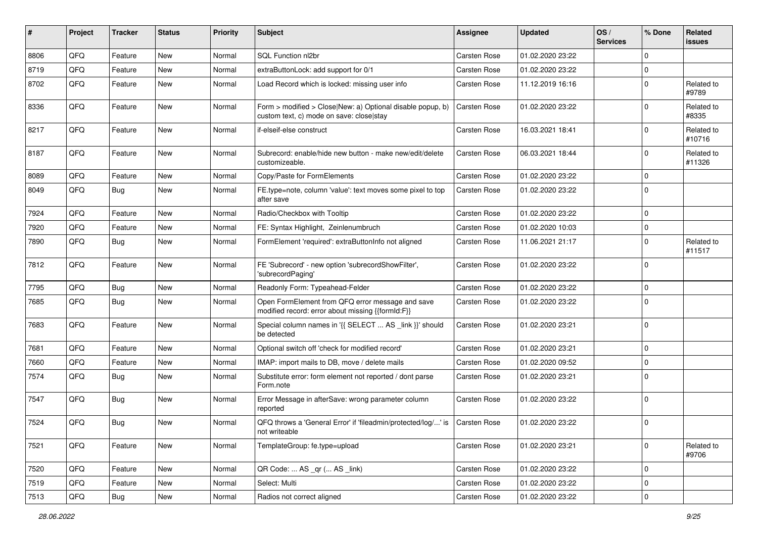| # | Project | Tracker | Status | Priority | Subject | Assignee | Updated | OS / Services | % Done | Related issues |
|---|---|---|---|---|---|---|---|---|---|---|
| 8806 | QFQ | Feature | New | Normal | SQL Function nl2br | Carsten Rose | 01.02.2020 23:22 | | 0 | |
| 8719 | QFQ | Feature | New | Normal | extraButtonLock: add support for 0/1 | Carsten Rose | 01.02.2020 23:22 | | 0 | |
| 8702 | QFQ | Feature | New | Normal | Load Record which is locked: missing user info | Carsten Rose | 11.12.2019 16:16 | | 0 | Related to #9789 |
| 8336 | QFQ | Feature | New | Normal | Form > modified > Close\|New: a) Optional disable popup, b) custom text, c) mode on save: close\|stay | Carsten Rose | 01.02.2020 23:22 | | 0 | Related to #8335 |
| 8217 | QFQ | Feature | New | Normal | if-elseif-else construct | Carsten Rose | 16.03.2021 18:41 | | 0 | Related to #10716 |
| 8187 | QFQ | Feature | New | Normal | Subrecord: enable/hide new button - make new/edit/delete customizeable. | Carsten Rose | 06.03.2021 18:44 | | 0 | Related to #11326 |
| 8089 | QFQ | Feature | New | Normal | Copy/Paste for FormElements | Carsten Rose | 01.02.2020 23:22 | | 0 | |
| 8049 | QFQ | Bug | New | Normal | FE.type=note, column 'value': text moves some pixel to top after save | Carsten Rose | 01.02.2020 23:22 | | 0 | |
| 7924 | QFQ | Feature | New | Normal | Radio/Checkbox with Tooltip | Carsten Rose | 01.02.2020 23:22 | | 0 | |
| 7920 | QFQ | Feature | New | Normal | FE: Syntax Highlight, Zeinlenumbruch | Carsten Rose | 01.02.2020 10:03 | | 0 | |
| 7890 | QFQ | Bug | New | Normal | FormElement 'required': extraButtonInfo not aligned | Carsten Rose | 11.06.2021 21:17 | | 0 | Related to #11517 |
| 7812 | QFQ | Feature | New | Normal | FE 'Subrecord' - new option 'subrecordShowFilter', 'subrecordPaging' | Carsten Rose | 01.02.2020 23:22 | | 0 | |
| 7795 | QFQ | Bug | New | Normal | Readonly Form: Typeahead-Felder | Carsten Rose | 01.02.2020 23:22 | | 0 | |
| 7685 | QFQ | Bug | New | Normal | Open FormElement from QFQ error message and save modified record: error about missing {{formId:F}} | Carsten Rose | 01.02.2020 23:22 | | 0 | |
| 7683 | QFQ | Feature | New | Normal | Special column names in '{{ SELECT ... AS _link }}' should be detected | Carsten Rose | 01.02.2020 23:21 | | 0 | |
| 7681 | QFQ | Feature | New | Normal | Optional switch off 'check for modified record' | Carsten Rose | 01.02.2020 23:21 | | 0 | |
| 7660 | QFQ | Feature | New | Normal | IMAP: import mails to DB, move / delete mails | Carsten Rose | 01.02.2020 09:52 | | 0 | |
| 7574 | QFQ | Bug | New | Normal | Substitute error: form element not reported / dont parse Form.note | Carsten Rose | 01.02.2020 23:21 | | 0 | |
| 7547 | QFQ | Bug | New | Normal | Error Message in afterSave: wrong parameter column reported | Carsten Rose | 01.02.2020 23:22 | | 0 | |
| 7524 | QFQ | Bug | New | Normal | QFQ throws a 'General Error' if 'fileadmin/protected/log/...' is not writeable | Carsten Rose | 01.02.2020 23:22 | | 0 | |
| 7521 | QFQ | Feature | New | Normal | TemplateGroup: fe.type=upload | Carsten Rose | 01.02.2020 23:21 | | 0 | Related to #9706 |
| 7520 | QFQ | Feature | New | Normal | QR Code: ... AS _qr (... AS _link) | Carsten Rose | 01.02.2020 23:22 | | 0 | |
| 7519 | QFQ | Feature | New | Normal | Select: Multi | Carsten Rose | 01.02.2020 23:22 | | 0 | |
| 7513 | QFQ | Bug | New | Normal | Radios not correct aligned | Carsten Rose | 01.02.2020 23:22 | | 0 | |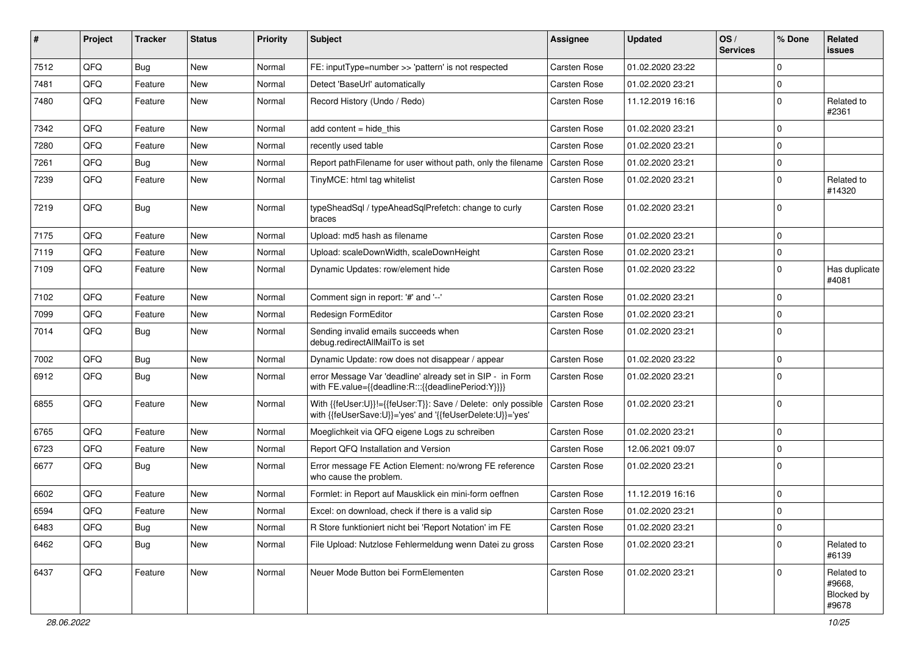| # | Project | Tracker | Status | Priority | Subject | Assignee | Updated | OS / Services | % Done | Related issues |
|---|---|---|---|---|---|---|---|---|---|---|
| 7512 | QFQ | Bug | New | Normal | FE: inputType=number >> 'pattern' is not respected | Carsten Rose | 01.02.2020 23:22 | | 0 | |
| 7481 | QFQ | Feature | New | Normal | Detect 'BaseUrl' automatically | Carsten Rose | 01.02.2020 23:21 | | 0 | |
| 7480 | QFQ | Feature | New | Normal | Record History (Undo / Redo) | Carsten Rose | 11.12.2019 16:16 | | 0 | Related to #2361 |
| 7342 | QFQ | Feature | New | Normal | add content = hide_this | Carsten Rose | 01.02.2020 23:21 | | 0 | |
| 7280 | QFQ | Feature | New | Normal | recently used table | Carsten Rose | 01.02.2020 23:21 | | 0 | |
| 7261 | QFQ | Bug | New | Normal | Report pathFilename for user without path, only the filename | Carsten Rose | 01.02.2020 23:21 | | 0 | |
| 7239 | QFQ | Feature | New | Normal | TinyMCE: html tag whitelist | Carsten Rose | 01.02.2020 23:21 | | 0 | Related to #14320 |
| 7219 | QFQ | Bug | New | Normal | typeSheadSql / typeAheadSqlPrefetch: change to curly braces | Carsten Rose | 01.02.2020 23:21 | | 0 | |
| 7175 | QFQ | Feature | New | Normal | Upload: md5 hash as filename | Carsten Rose | 01.02.2020 23:21 | | 0 | |
| 7119 | QFQ | Feature | New | Normal | Upload: scaleDownWidth, scaleDownHeight | Carsten Rose | 01.02.2020 23:21 | | 0 | |
| 7109 | QFQ | Feature | New | Normal | Dynamic Updates: row/element hide | Carsten Rose | 01.02.2020 23:22 | | 0 | Has duplicate #4081 |
| 7102 | QFQ | Feature | New | Normal | Comment sign in report: '#' and '--' | Carsten Rose | 01.02.2020 23:21 | | 0 | |
| 7099 | QFQ | Feature | New | Normal | Redesign FormEditor | Carsten Rose | 01.02.2020 23:21 | | 0 | |
| 7014 | QFQ | Bug | New | Normal | Sending invalid emails succeeds when debug.redirectAllMailTo is set | Carsten Rose | 01.02.2020 23:21 | | 0 | |
| 7002 | QFQ | Bug | New | Normal | Dynamic Update: row does not disappear / appear | Carsten Rose | 01.02.2020 23:22 | | 0 | |
| 6912 | QFQ | Bug | New | Normal | error Message Var 'deadline' already set in SIP - in Form with FE.value={{deadline:R:::{{deadlinePeriod:Y}}}} | Carsten Rose | 01.02.2020 23:21 | | 0 | |
| 6855 | QFQ | Feature | New | Normal | With {{feUser:U}}!={{feUser:T}}: Save / Delete: only possible with {{feUserSave:U}}='yes' and '{{feUserDelete:U}}='yes' | Carsten Rose | 01.02.2020 23:21 | | 0 | |
| 6765 | QFQ | Feature | New | Normal | Moeglichkeit via QFQ eigene Logs zu schreiben | Carsten Rose | 01.02.2020 23:21 | | 0 | |
| 6723 | QFQ | Feature | New | Normal | Report QFQ Installation and Version | Carsten Rose | 12.06.2021 09:07 | | 0 | |
| 6677 | QFQ | Bug | New | Normal | Error message FE Action Element: no/wrong FE reference who cause the problem. | Carsten Rose | 01.02.2020 23:21 | | 0 | |
| 6602 | QFQ | Feature | New | Normal | Formlet: in Report auf Mausklick ein mini-form oeffnen | Carsten Rose | 11.12.2019 16:16 | | 0 | |
| 6594 | QFQ | Feature | New | Normal | Excel: on download, check if there is a valid sip | Carsten Rose | 01.02.2020 23:21 | | 0 | |
| 6483 | QFQ | Bug | New | Normal | R Store funktioniert nicht bei 'Report Notation' im FE | Carsten Rose | 01.02.2020 23:21 | | 0 | |
| 6462 | QFQ | Bug | New | Normal | File Upload: Nutzlose Fehlermeldung wenn Datei zu gross | Carsten Rose | 01.02.2020 23:21 | | 0 | Related to #6139 |
| 6437 | QFQ | Feature | New | Normal | Neuer Mode Button bei FormElementen | Carsten Rose | 01.02.2020 23:21 | | 0 | Related to #9668, Blocked by #9678 |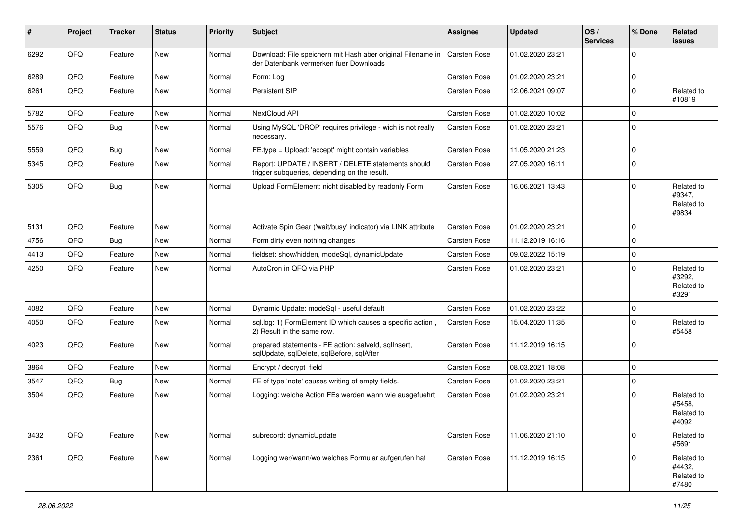| # | Project | Tracker | Status | Priority | Subject | Assignee | Updated | OS / Services | % Done | Related issues |
|---|---|---|---|---|---|---|---|---|---|---|
| 6292 | QFQ | Feature | New | Normal | Download: File speichern mit Hash aber original Filename in der Datenbank vermerken fuer Downloads | Carsten Rose | 01.02.2020 23:21 | | 0 | |
| 6289 | QFQ | Feature | New | Normal | Form: Log | Carsten Rose | 01.02.2020 23:21 | | 0 | |
| 6261 | QFQ | Feature | New | Normal | Persistent SIP | Carsten Rose | 12.06.2021 09:07 | | 0 | Related to #10819 |
| 5782 | QFQ | Feature | New | Normal | NextCloud API | Carsten Rose | 01.02.2020 10:02 | | 0 | |
| 5576 | QFQ | Bug | New | Normal | Using MySQL 'DROP' requires privilege - wich is not really necessary. | Carsten Rose | 01.02.2020 23:21 | | 0 | |
| 5559 | QFQ | Bug | New | Normal | FE.type = Upload: 'accept' might contain variables | Carsten Rose | 11.05.2020 21:23 | | 0 | |
| 5345 | QFQ | Feature | New | Normal | Report: UPDATE / INSERT / DELETE statements should trigger subqueries, depending on the result. | Carsten Rose | 27.05.2020 16:11 | | 0 | |
| 5305 | QFQ | Bug | New | Normal | Upload FormElement: nicht disabled by readonly Form | Carsten Rose | 16.06.2021 13:43 | | 0 | Related to #9347, Related to #9834 |
| 5131 | QFQ | Feature | New | Normal | Activate Spin Gear ('wait/busy' indicator) via LINK attribute | Carsten Rose | 01.02.2020 23:21 | | 0 | |
| 4756 | QFQ | Bug | New | Normal | Form dirty even nothing changes | Carsten Rose | 11.12.2019 16:16 | | 0 | |
| 4413 | QFQ | Feature | New | Normal | fieldset: show/hidden, modeSql, dynamicUpdate | Carsten Rose | 09.02.2022 15:19 | | 0 | |
| 4250 | QFQ | Feature | New | Normal | AutoCron in QFQ via PHP | Carsten Rose | 01.02.2020 23:21 | | 0 | Related to #3292, Related to #3291 |
| 4082 | QFQ | Feature | New | Normal | Dynamic Update: modeSql - useful default | Carsten Rose | 01.02.2020 23:22 | | 0 | |
| 4050 | QFQ | Feature | New | Normal | sql.log: 1) FormElement ID which causes a specific action , 2) Result in the same row. | Carsten Rose | 15.04.2020 11:35 | | 0 | Related to #5458 |
| 4023 | QFQ | Feature | New | Normal | prepared statements - FE action: salveld, sqlInsert, sqlUpdate, sqlDelete, sqlBefore, sqlAfter | Carsten Rose | 11.12.2019 16:15 | | 0 | |
| 3864 | QFQ | Feature | New | Normal | Encrypt / decrypt field | Carsten Rose | 08.03.2021 18:08 | | 0 | |
| 3547 | QFQ | Bug | New | Normal | FE of type 'note' causes writing of empty fields. | Carsten Rose | 01.02.2020 23:21 | | 0 | |
| 3504 | QFQ | Feature | New | Normal | Logging: welche Action FEs werden wann wie ausgefuehrt | Carsten Rose | 01.02.2020 23:21 | | 0 | Related to #5458, Related to #4092 |
| 3432 | QFQ | Feature | New | Normal | subrecord: dynamicUpdate | Carsten Rose | 11.06.2020 21:10 | | 0 | Related to #5691 |
| 2361 | QFQ | Feature | New | Normal | Logging wer/wann/wo welches Formular aufgerufen hat | Carsten Rose | 11.12.2019 16:15 | | 0 | Related to #4432, Related to #7480 |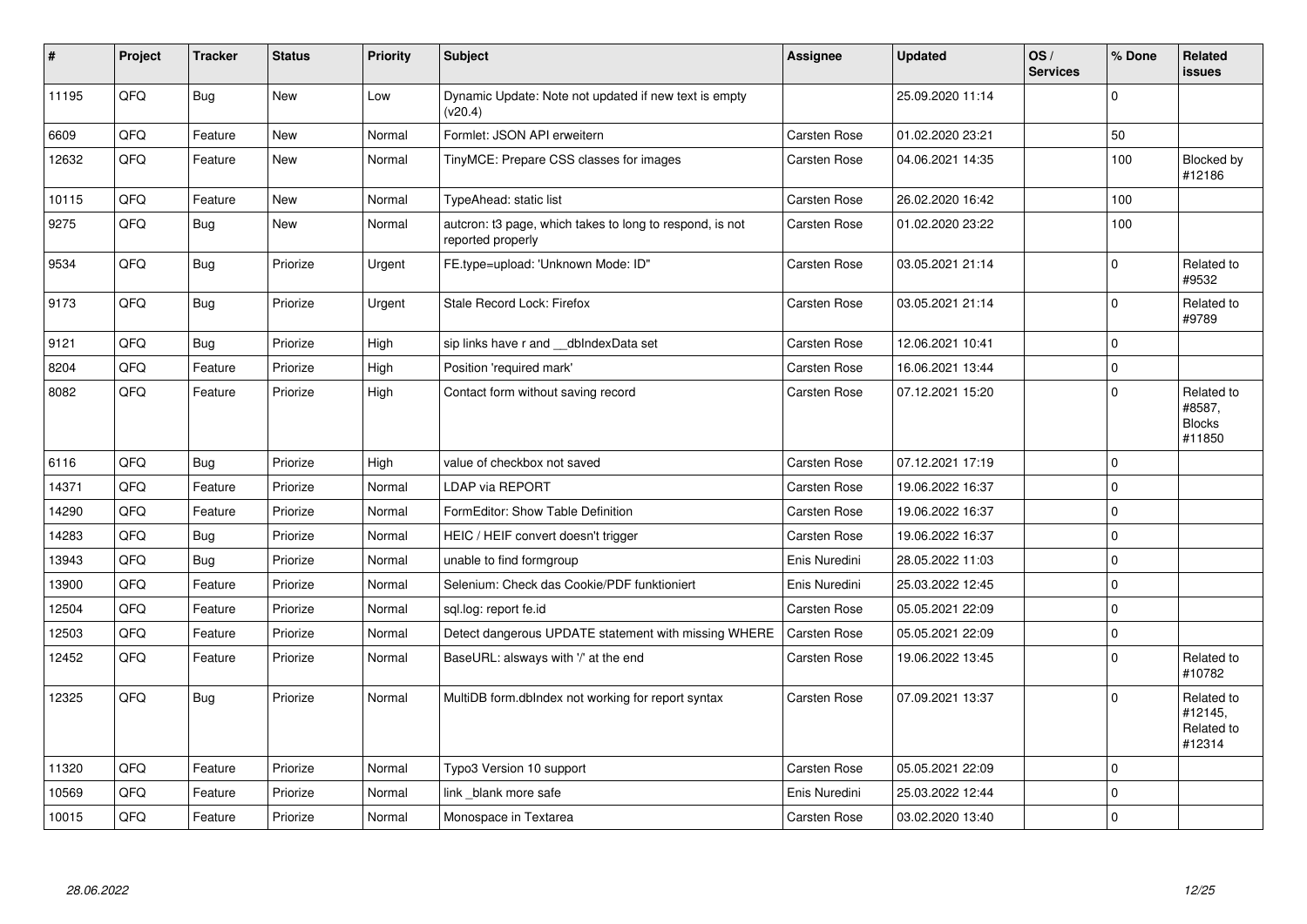| # | Project | Tracker | Status | Priority | Subject | Assignee | Updated | OS / Services | % Done | Related issues |
|---|---|---|---|---|---|---|---|---|---|---|
| 11195 | QFQ | Bug | New | Low | Dynamic Update: Note not updated if new text is empty (v20.4) | | 25.09.2020 11:14 | | 0 | |
| 6609 | QFQ | Feature | New | Normal | Formlet: JSON API erweitern | Carsten Rose | 01.02.2020 23:21 | | 50 | |
| 12632 | QFQ | Feature | New | Normal | TinyMCE: Prepare CSS classes for images | Carsten Rose | 04.06.2021 14:35 | | 100 | Blocked by #12186 |
| 10115 | QFQ | Feature | New | Normal | TypeAhead: static list | Carsten Rose | 26.02.2020 16:42 | | 100 | |
| 9275 | QFQ | Bug | New | Normal | autcron: t3 page, which takes to long to respond, is not reported properly | Carsten Rose | 01.02.2020 23:22 | | 100 | |
| 9534 | QFQ | Bug | Priorize | Urgent | FE.type=upload: 'Unknown Mode: ID" | Carsten Rose | 03.05.2021 21:14 | | 0 | Related to #9532 |
| 9173 | QFQ | Bug | Priorize | Urgent | Stale Record Lock: Firefox | Carsten Rose | 03.05.2021 21:14 | | 0 | Related to #9789 |
| 9121 | QFQ | Bug | Priorize | High | sip links have r and __dbIndexData set | Carsten Rose | 12.06.2021 10:41 | | 0 | |
| 8204 | QFQ | Feature | Priorize | High | Position 'required mark' | Carsten Rose | 16.06.2021 13:44 | | 0 | |
| 8082 | QFQ | Feature | Priorize | High | Contact form without saving record | Carsten Rose | 07.12.2021 15:20 | | 0 | Related to #8587, Blocks #11850 |
| 6116 | QFQ | Bug | Priorize | High | value of checkbox not saved | Carsten Rose | 07.12.2021 17:19 | | 0 | |
| 14371 | QFQ | Feature | Priorize | Normal | LDAP via REPORT | Carsten Rose | 19.06.2022 16:37 | | 0 | |
| 14290 | QFQ | Feature | Priorize | Normal | FormEditor: Show Table Definition | Carsten Rose | 19.06.2022 16:37 | | 0 | |
| 14283 | QFQ | Bug | Priorize | Normal | HEIC / HEIF convert doesn't trigger | Carsten Rose | 19.06.2022 16:37 | | 0 | |
| 13943 | QFQ | Bug | Priorize | Normal | unable to find formgroup | Enis Nuredini | 28.05.2022 11:03 | | 0 | |
| 13900 | QFQ | Feature | Priorize | Normal | Selenium: Check das Cookie/PDF funktioniert | Enis Nuredini | 25.03.2022 12:45 | | 0 | |
| 12504 | QFQ | Feature | Priorize | Normal | sql.log: report fe.id | Carsten Rose | 05.05.2021 22:09 | | 0 | |
| 12503 | QFQ | Feature | Priorize | Normal | Detect dangerous UPDATE statement with missing WHERE | Carsten Rose | 05.05.2021 22:09 | | 0 | |
| 12452 | QFQ | Feature | Priorize | Normal | BaseURL: alsways with '/' at the end | Carsten Rose | 19.06.2022 13:45 | | 0 | Related to #10782 |
| 12325 | QFQ | Bug | Priorize | Normal | MultiDB form.dbIndex not working for report syntax | Carsten Rose | 07.09.2021 13:37 | | 0 | Related to #12145, Related to #12314 |
| 11320 | QFQ | Feature | Priorize | Normal | Typo3 Version 10 support | Carsten Rose | 05.05.2021 22:09 | | 0 | |
| 10569 | QFQ | Feature | Priorize | Normal | link _blank more safe | Enis Nuredini | 25.03.2022 12:44 | | 0 | |
| 10015 | QFQ | Feature | Priorize | Normal | Monospace in Textarea | Carsten Rose | 03.02.2020 13:40 | | 0 | |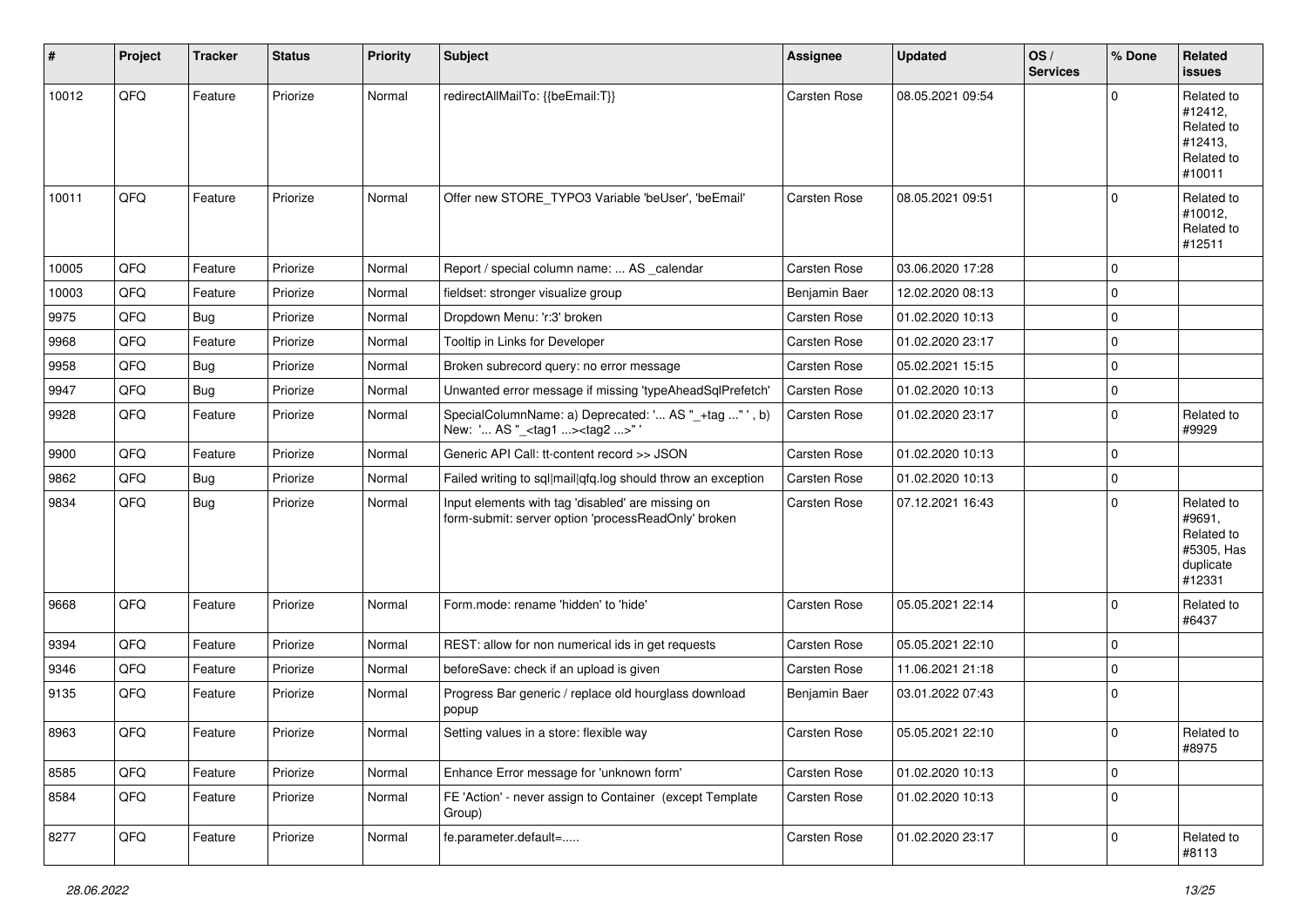| # | Project | Tracker | Status | Priority | Subject | Assignee | Updated | OS / Services | % Done | Related issues |
|---|---|---|---|---|---|---|---|---|---|---|
| 10012 | QFQ | Feature | Priorize | Normal | redirectAllMailTo: {{beEmail:T}} | Carsten Rose | 08.05.2021 09:54 | | 0 | Related to #12412, Related to #12413, Related to #10011 |
| 10011 | QFQ | Feature | Priorize | Normal | Offer new STORE_TYPO3 Variable 'beUser', 'beEmail' | Carsten Rose | 08.05.2021 09:51 | | 0 | Related to #10012, Related to #12511 |
| 10005 | QFQ | Feature | Priorize | Normal | Report / special column name: ... AS _calendar | Carsten Rose | 03.06.2020 17:28 | | 0 | |
| 10003 | QFQ | Feature | Priorize | Normal | fieldset: stronger visualize group | Benjamin Baer | 12.02.2020 08:13 | | 0 | |
| 9975 | QFQ | Bug | Priorize | Normal | Dropdown Menu: 'r:3' broken | Carsten Rose | 01.02.2020 10:13 | | 0 | |
| 9968 | QFQ | Feature | Priorize | Normal | Tooltip in Links for Developer | Carsten Rose | 01.02.2020 23:17 | | 0 | |
| 9958 | QFQ | Bug | Priorize | Normal | Broken subrecord query: no error message | Carsten Rose | 05.02.2021 15:15 | | 0 | |
| 9947 | QFQ | Bug | Priorize | Normal | Unwanted error message if missing 'typeAheadSqlPrefetch' | Carsten Rose | 01.02.2020 10:13 | | 0 | |
| 9928 | QFQ | Feature | Priorize | Normal | SpecialColumnName: a) Deprecated: '... AS "_+tag ..." ', b) New: '... AS "_<tag1 ...><tag2 ...>" ' | Carsten Rose | 01.02.2020 23:17 | | 0 | Related to #9929 |
| 9900 | QFQ | Feature | Priorize | Normal | Generic API Call: tt-content record >> JSON | Carsten Rose | 01.02.2020 10:13 | | 0 | |
| 9862 | QFQ | Bug | Priorize | Normal | Failed writing to sql\|mail\|qfq.log should throw an exception | Carsten Rose | 01.02.2020 10:13 | | 0 | |
| 9834 | QFQ | Bug | Priorize | Normal | Input elements with tag 'disabled' are missing on form-submit: server option 'processReadOnly' broken | Carsten Rose | 07.12.2021 16:43 | | 0 | Related to #9691, Related to #5305, Has duplicate #12331 |
| 9668 | QFQ | Feature | Priorize | Normal | Form.mode: rename 'hidden' to 'hide' | Carsten Rose | 05.05.2021 22:14 | | 0 | Related to #6437 |
| 9394 | QFQ | Feature | Priorize | Normal | REST: allow for non numerical ids in get requests | Carsten Rose | 05.05.2021 22:10 | | 0 | |
| 9346 | QFQ | Feature | Priorize | Normal | beforeSave: check if an upload is given | Carsten Rose | 11.06.2021 21:18 | | 0 | |
| 9135 | QFQ | Feature | Priorize | Normal | Progress Bar generic / replace old hourglass download popup | Benjamin Baer | 03.01.2022 07:43 | | 0 | |
| 8963 | QFQ | Feature | Priorize | Normal | Setting values in a store: flexible way | Carsten Rose | 05.05.2021 22:10 | | 0 | Related to #8975 |
| 8585 | QFQ | Feature | Priorize | Normal | Enhance Error message for 'unknown form' | Carsten Rose | 01.02.2020 10:13 | | 0 | |
| 8584 | QFQ | Feature | Priorize | Normal | FE 'Action' - never assign to Container (except Template Group) | Carsten Rose | 01.02.2020 10:13 | | 0 | |
| 8277 | QFQ | Feature | Priorize | Normal | fe.parameter.default=..... | Carsten Rose | 01.02.2020 23:17 | | 0 | Related to #8113 |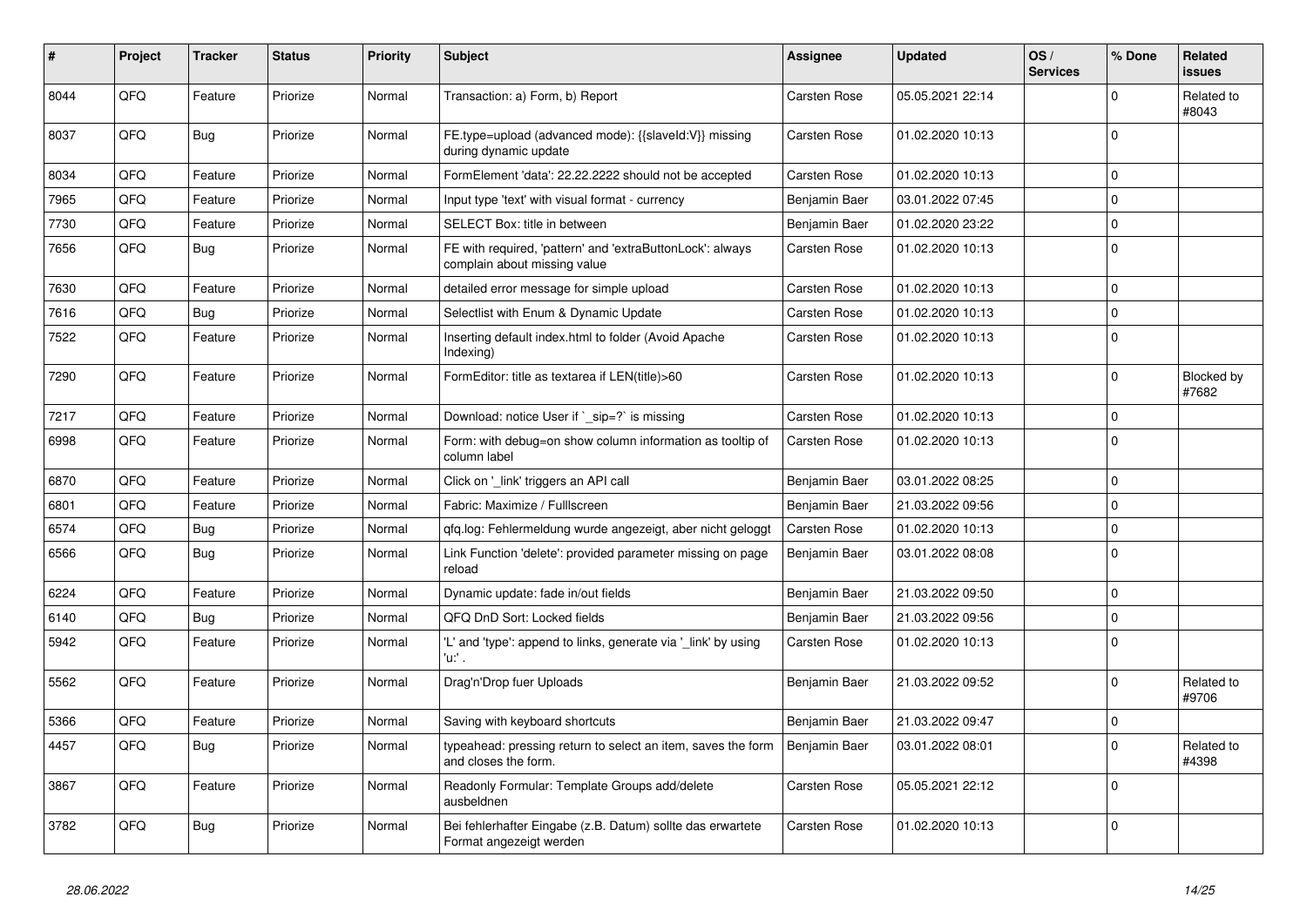| # | Project | Tracker | Status | Priority | Subject | Assignee | Updated | OS / Services | % Done | Related issues |
|---|---|---|---|---|---|---|---|---|---|---|
| 8044 | QFQ | Feature | Priorize | Normal | Transaction: a) Form, b) Report | Carsten Rose | 05.05.2021 22:14 | | 0 | Related to #8043 |
| 8037 | QFQ | Bug | Priorize | Normal | FE.type=upload (advanced mode): {{slaveId:V}} missing during dynamic update | Carsten Rose | 01.02.2020 10:13 | | 0 | |
| 8034 | QFQ | Feature | Priorize | Normal | FormElement 'data': 22.22.2222 should not be accepted | Carsten Rose | 01.02.2020 10:13 | | 0 | |
| 7965 | QFQ | Feature | Priorize | Normal | Input type 'text' with visual format - currency | Benjamin Baer | 03.01.2022 07:45 | | 0 | |
| 7730 | QFQ | Feature | Priorize | Normal | SELECT Box: title in between | Benjamin Baer | 01.02.2020 23:22 | | 0 | |
| 7656 | QFQ | Bug | Priorize | Normal | FE with required, 'pattern' and 'extraButtonLock': always complain about missing value | Carsten Rose | 01.02.2020 10:13 | | 0 | |
| 7630 | QFQ | Feature | Priorize | Normal | detailed error message for simple upload | Carsten Rose | 01.02.2020 10:13 | | 0 | |
| 7616 | QFQ | Bug | Priorize | Normal | Selectlist with Enum & Dynamic Update | Carsten Rose | 01.02.2020 10:13 | | 0 | |
| 7522 | QFQ | Feature | Priorize | Normal | Inserting default index.html to folder (Avoid Apache Indexing) | Carsten Rose | 01.02.2020 10:13 | | 0 | |
| 7290 | QFQ | Feature | Priorize | Normal | FormEditor: title as textarea if LEN(title)>60 | Carsten Rose | 01.02.2020 10:13 | | 0 | Blocked by #7682 |
| 7217 | QFQ | Feature | Priorize | Normal | Download: notice User if `_sip=?` is missing | Carsten Rose | 01.02.2020 10:13 | | 0 | |
| 6998 | QFQ | Feature | Priorize | Normal | Form: with debug=on show column information as tooltip of column label | Carsten Rose | 01.02.2020 10:13 | | 0 | |
| 6870 | QFQ | Feature | Priorize | Normal | Click on '_link' triggers an API call | Benjamin Baer | 03.01.2022 08:25 | | 0 | |
| 6801 | QFQ | Feature | Priorize | Normal | Fabric: Maximize / Fulllscreen | Benjamin Baer | 21.03.2022 09:56 | | 0 | |
| 6574 | QFQ | Bug | Priorize | Normal | qfq.log: Fehlermeldung wurde angezeigt, aber nicht geloggt | Carsten Rose | 01.02.2020 10:13 | | 0 | |
| 6566 | QFQ | Bug | Priorize | Normal | Link Function 'delete': provided parameter missing on page reload | Benjamin Baer | 03.01.2022 08:08 | | 0 | |
| 6224 | QFQ | Feature | Priorize | Normal | Dynamic update: fade in/out fields | Benjamin Baer | 21.03.2022 09:50 | | 0 | |
| 6140 | QFQ | Bug | Priorize | Normal | QFQ DnD Sort: Locked fields | Benjamin Baer | 21.03.2022 09:56 | | 0 | |
| 5942 | QFQ | Feature | Priorize | Normal | 'L' and 'type': append to links, generate via '_link' by using 'u:' . | Carsten Rose | 01.02.2020 10:13 | | 0 | |
| 5562 | QFQ | Feature | Priorize | Normal | Drag'n'Drop fuer Uploads | Benjamin Baer | 21.03.2022 09:52 | | 0 | Related to #9706 |
| 5366 | QFQ | Feature | Priorize | Normal | Saving with keyboard shortcuts | Benjamin Baer | 21.03.2022 09:47 | | 0 | |
| 4457 | QFQ | Bug | Priorize | Normal | typeahead: pressing return to select an item, saves the form and closes the form. | Benjamin Baer | 03.01.2022 08:01 | | 0 | Related to #4398 |
| 3867 | QFQ | Feature | Priorize | Normal | Readonly Formular: Template Groups add/delete ausbeldnen | Carsten Rose | 05.05.2021 22:12 | | 0 | |
| 3782 | QFQ | Bug | Priorize | Normal | Bei fehlerhafter Eingabe (z.B. Datum) sollte das erwartete Format angezeigt werden | Carsten Rose | 01.02.2020 10:13 | | 0 | |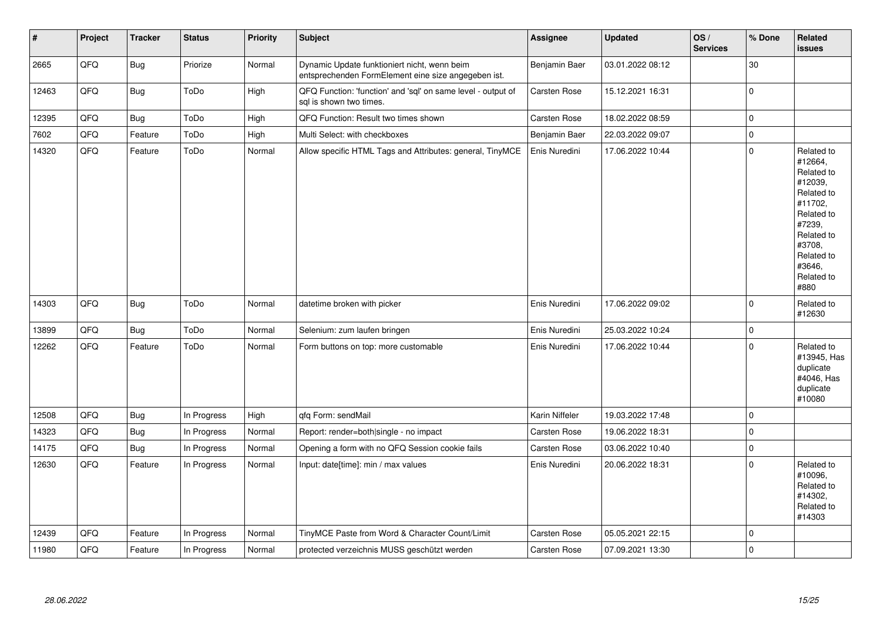| # | Project | Tracker | Status | Priority | Subject | Assignee | Updated | OS / Services | % Done | Related issues |
|---|---|---|---|---|---|---|---|---|---|---|
| 2665 | QFQ | Bug | Priorize | Normal | Dynamic Update funktioniert nicht, wenn beim entsprechenden FormElement eine size angegeben ist. | Benjamin Baer | 03.01.2022 08:12 | | 30 | |
| 12463 | QFQ | Bug | ToDo | High | QFQ Function: 'function' and 'sql' on same level - output of sql is shown two times. | Carsten Rose | 15.12.2021 16:31 | | 0 | |
| 12395 | QFQ | Bug | ToDo | High | QFQ Function: Result two times shown | Carsten Rose | 18.02.2022 08:59 | | 0 | |
| 7602 | QFQ | Feature | ToDo | High | Multi Select: with checkboxes | Benjamin Baer | 22.03.2022 09:07 | | 0 | |
| 14320 | QFQ | Feature | ToDo | Normal | Allow specific HTML Tags and Attributes: general, TinyMCE | Enis Nuredini | 17.06.2022 10:44 | | 0 | Related to #12664, Related to #12039, Related to #11702, Related to #7239, Related to #3708, Related to #3646, Related to #880 |
| 14303 | QFQ | Bug | ToDo | Normal | datetime broken with picker | Enis Nuredini | 17.06.2022 09:02 | | 0 | Related to #12630 |
| 13899 | QFQ | Bug | ToDo | Normal | Selenium: zum laufen bringen | Enis Nuredini | 25.03.2022 10:24 | | 0 | |
| 12262 | QFQ | Feature | ToDo | Normal | Form buttons on top: more customable | Enis Nuredini | 17.06.2022 10:44 | | 0 | Related to #13945, Has duplicate #4046, Has duplicate #10080 |
| 12508 | QFQ | Bug | In Progress | High | qfq Form: sendMail | Karin Niffeler | 19.03.2022 17:48 | | 0 | |
| 14323 | QFQ | Bug | In Progress | Normal | Report: render=both\|single - no impact | Carsten Rose | 19.06.2022 18:31 | | 0 | |
| 14175 | QFQ | Bug | In Progress | Normal | Opening a form with no QFQ Session cookie fails | Carsten Rose | 03.06.2022 10:40 | | 0 | |
| 12630 | QFQ | Feature | In Progress | Normal | Input: date[time]: min / max values | Enis Nuredini | 20.06.2022 18:31 | | 0 | Related to #10096, Related to #14302, Related to #14303 |
| 12439 | QFQ | Feature | In Progress | Normal | TinyMCE Paste from Word & Character Count/Limit | Carsten Rose | 05.05.2021 22:15 | | 0 | |
| 11980 | QFQ | Feature | In Progress | Normal | protected verzeichnis MUSS geschützt werden | Carsten Rose | 07.09.2021 13:30 | | 0 | |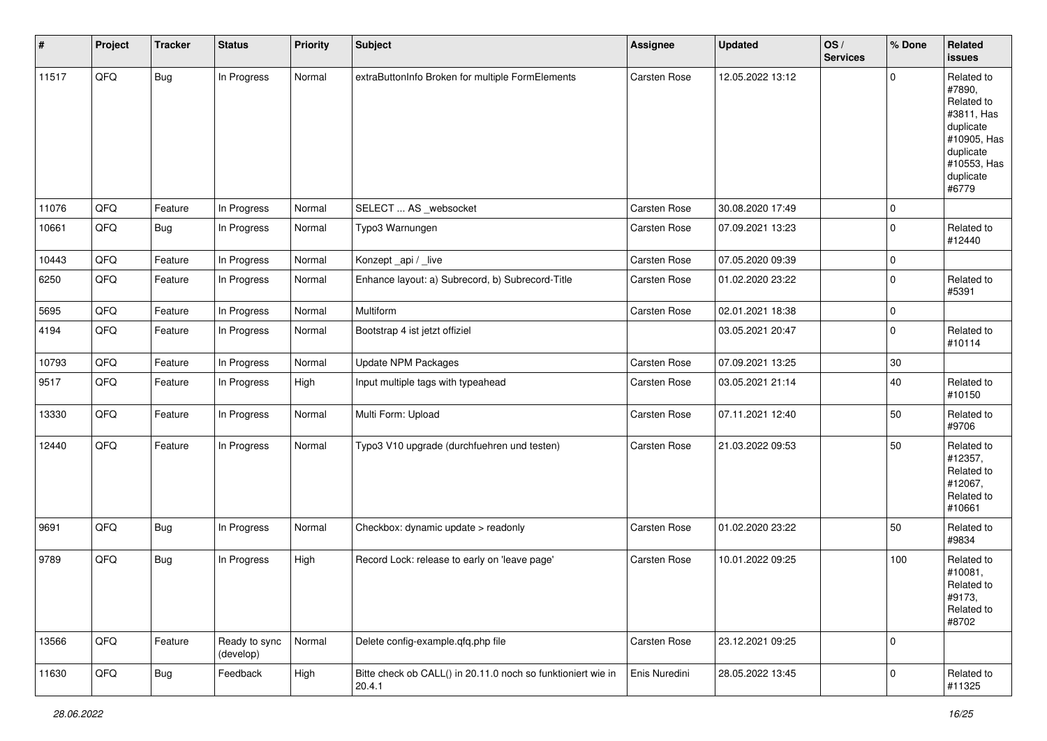| # | Project | Tracker | Status | Priority | Subject | Assignee | Updated | OS / Services | % Done | Related issues |
|---|---|---|---|---|---|---|---|---|---|---|
| 11517 | QFQ | Bug | In Progress | Normal | extraButtonInfo Broken for multiple FormElements | Carsten Rose | 12.05.2022 13:12 | | 0 | Related to #7890, Related to #3811, Has duplicate #10905, Has duplicate #10553, Has duplicate #6779 |
| 11076 | QFQ | Feature | In Progress | Normal | SELECT ... AS _websocket | Carsten Rose | 30.08.2020 17:49 | | 0 | |
| 10661 | QFQ | Bug | In Progress | Normal | Typo3 Warnungen | Carsten Rose | 07.09.2021 13:23 | | 0 | Related to #12440 |
| 10443 | QFQ | Feature | In Progress | Normal | Konzept _api / _live | Carsten Rose | 07.05.2020 09:39 | | 0 | |
| 6250 | QFQ | Feature | In Progress | Normal | Enhance layout: a) Subrecord, b) Subrecord-Title | Carsten Rose | 01.02.2020 23:22 | | 0 | Related to #5391 |
| 5695 | QFQ | Feature | In Progress | Normal | Multiform | Carsten Rose | 02.01.2021 18:38 | | 0 | |
| 4194 | QFQ | Feature | In Progress | Normal | Bootstrap 4 ist jetzt offiziel | | 03.05.2021 20:47 | | 0 | Related to #10114 |
| 10793 | QFQ | Feature | In Progress | Normal | Update NPM Packages | Carsten Rose | 07.09.2021 13:25 | | 30 | |
| 9517 | QFQ | Feature | In Progress | High | Input multiple tags with typeahead | Carsten Rose | 03.05.2021 21:14 | | 40 | Related to #10150 |
| 13330 | QFQ | Feature | In Progress | Normal | Multi Form: Upload | Carsten Rose | 07.11.2021 12:40 | | 50 | Related to #9706 |
| 12440 | QFQ | Feature | In Progress | Normal | Typo3 V10 upgrade (durchfuehren und testen) | Carsten Rose | 21.03.2022 09:53 | | 50 | Related to #12357, Related to #12067, Related to #10661 |
| 9691 | QFQ | Bug | In Progress | Normal | Checkbox: dynamic update > readonly | Carsten Rose | 01.02.2020 23:22 | | 50 | Related to #9834 |
| 9789 | QFQ | Bug | In Progress | High | Record Lock: release to early on 'leave page' | Carsten Rose | 10.01.2022 09:25 | | 100 | Related to #10081, Related to #9173, Related to #8702 |
| 13566 | QFQ | Feature | Ready to sync (develop) | Normal | Delete config-example.qfq.php file | Carsten Rose | 23.12.2021 09:25 | | 0 | |
| 11630 | QFQ | Bug | Feedback | High | Bitte check ob CALL() in 20.11.0 noch so funktioniert wie in 20.4.1 | Enis Nuredini | 28.05.2022 13:45 | | 0 | Related to #11325 |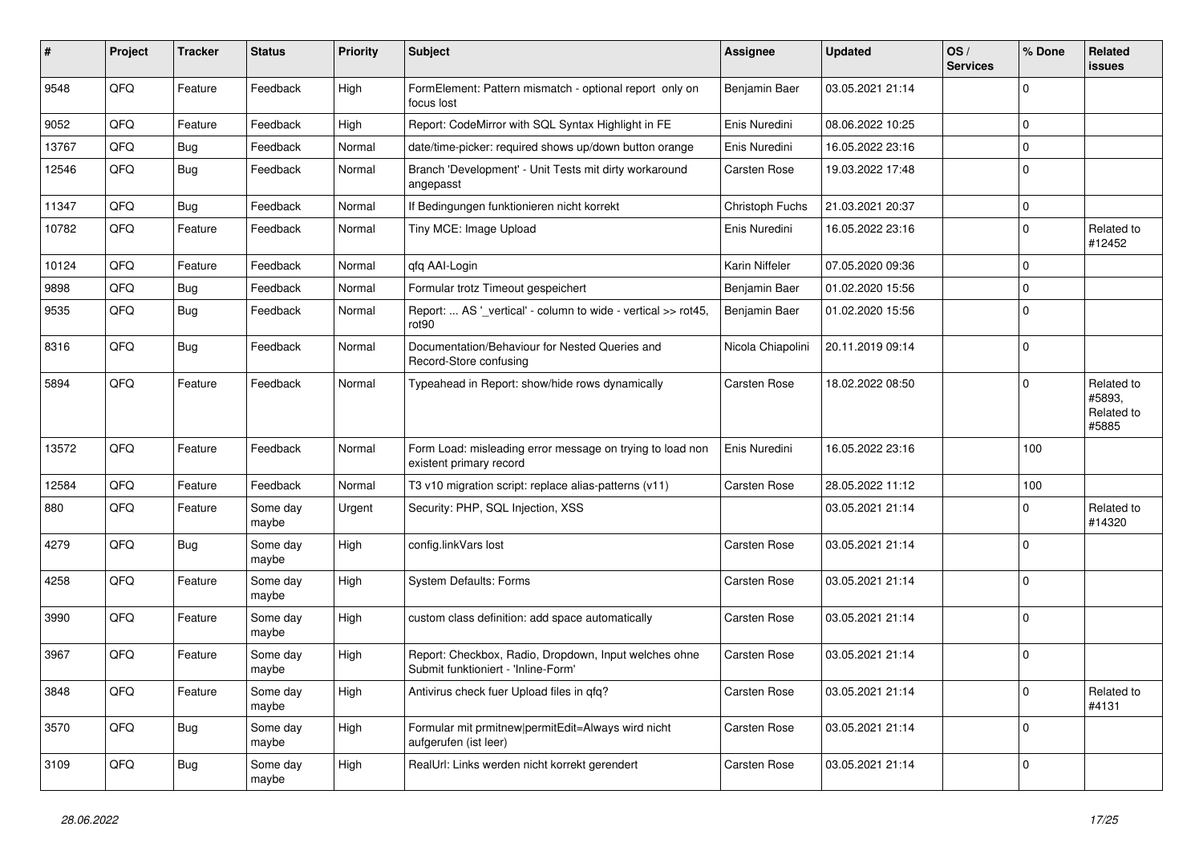| # | Project | Tracker | Status | Priority | Subject | Assignee | Updated | OS / Services | % Done | Related issues |
|---|---|---|---|---|---|---|---|---|---|---|
| 9548 | QFQ | Feature | Feedback | High | FormElement: Pattern mismatch - optional report only on focus lost | Benjamin Baer | 03.05.2021 21:14 | | 0 | |
| 9052 | QFQ | Feature | Feedback | High | Report: CodeMirror with SQL Syntax Highlight in FE | Enis Nuredini | 08.06.2022 10:25 | | 0 | |
| 13767 | QFQ | Bug | Feedback | Normal | date/time-picker: required shows up/down button orange | Enis Nuredini | 16.05.2022 23:16 | | 0 | |
| 12546 | QFQ | Bug | Feedback | Normal | Branch 'Development' - Unit Tests mit dirty workaround angepasst | Carsten Rose | 19.03.2022 17:48 | | 0 | |
| 11347 | QFQ | Bug | Feedback | Normal | If Bedingungen funktionieren nicht korrekt | Christoph Fuchs | 21.03.2021 20:37 | | 0 | |
| 10782 | QFQ | Feature | Feedback | Normal | Tiny MCE: Image Upload | Enis Nuredini | 16.05.2022 23:16 | | 0 | Related to #12452 |
| 10124 | QFQ | Feature | Feedback | Normal | qfq AAI-Login | Karin Niffeler | 07.05.2020 09:36 | | 0 | |
| 9898 | QFQ | Bug | Feedback | Normal | Formular trotz Timeout gespeichert | Benjamin Baer | 01.02.2020 15:56 | | 0 | |
| 9535 | QFQ | Bug | Feedback | Normal | Report: ... AS '_vertical' - column to wide - vertical >> rot45, rot90 | Benjamin Baer | 01.02.2020 15:56 | | 0 | |
| 8316 | QFQ | Bug | Feedback | Normal | Documentation/Behaviour for Nested Queries and Record-Store confusing | Nicola Chiapolini | 20.11.2019 09:14 | | 0 | |
| 5894 | QFQ | Feature | Feedback | Normal | Typeahead in Report: show/hide rows dynamically | Carsten Rose | 18.02.2022 08:50 | | 0 | Related to #5893, Related to #5885 |
| 13572 | QFQ | Feature | Feedback | Normal | Form Load: misleading error message on trying to load non existent primary record | Enis Nuredini | 16.05.2022 23:16 | | 100 | |
| 12584 | QFQ | Feature | Feedback | Normal | T3 v10 migration script: replace alias-patterns (v11) | Carsten Rose | 28.05.2022 11:12 | | 100 | |
| 880 | QFQ | Feature | Some day maybe | Urgent | Security: PHP, SQL Injection, XSS | | 03.05.2021 21:14 | | 0 | Related to #14320 |
| 4279 | QFQ | Bug | Some day maybe | High | config.linkVars lost | Carsten Rose | 03.05.2021 21:14 | | 0 | |
| 4258 | QFQ | Feature | Some day maybe | High | System Defaults: Forms | Carsten Rose | 03.05.2021 21:14 | | 0 | |
| 3990 | QFQ | Feature | Some day maybe | High | custom class definition: add space automatically | Carsten Rose | 03.05.2021 21:14 | | 0 | |
| 3967 | QFQ | Feature | Some day maybe | High | Report: Checkbox, Radio, Dropdown, Input welches ohne Submit funktioniert - 'Inline-Form' | Carsten Rose | 03.05.2021 21:14 | | 0 | |
| 3848 | QFQ | Feature | Some day maybe | High | Antivirus check fuer Upload files in qfq? | Carsten Rose | 03.05.2021 21:14 | | 0 | Related to #4131 |
| 3570 | QFQ | Bug | Some day maybe | High | Formular mit prmitnew\|permitEdit=Always wird nicht aufgerufen (ist leer) | Carsten Rose | 03.05.2021 21:14 | | 0 | |
| 3109 | QFQ | Bug | Some day maybe | High | RealUrl: Links werden nicht korrekt gerendert | Carsten Rose | 03.05.2021 21:14 | | 0 | |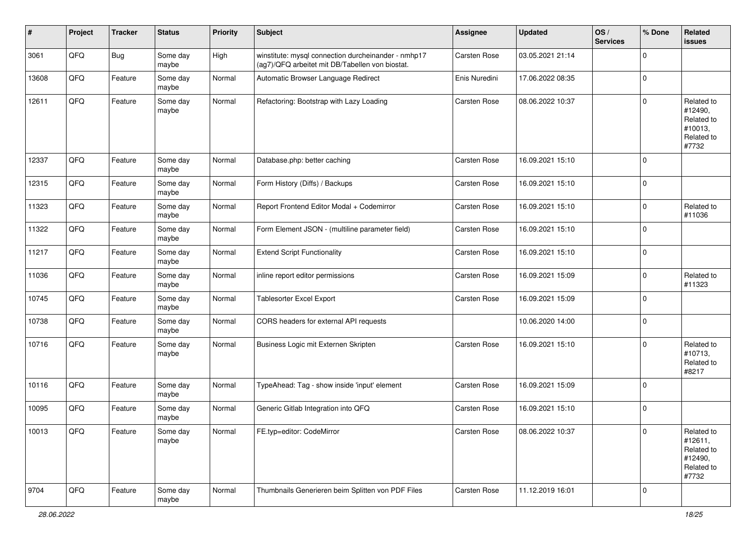| # | Project | Tracker | Status | Priority | Subject | Assignee | Updated | OS / Services | % Done | Related issues |
|---|---|---|---|---|---|---|---|---|---|---|
| 3061 | QFQ | Bug | Some day maybe | High | winstitute: mysql connection durcheinander - nmhp17 (ag7)/QFQ arbeitet mit DB/Tabellen von biostat. | Carsten Rose | 03.05.2021 21:14 | | 0 | |
| 13608 | QFQ | Feature | Some day maybe | Normal | Automatic Browser Language Redirect | Enis Nuredini | 17.06.2022 08:35 | | 0 | |
| 12611 | QFQ | Feature | Some day maybe | Normal | Refactoring: Bootstrap with Lazy Loading | Carsten Rose | 08.06.2022 10:37 | | 0 | Related to #12490, Related to #10013, Related to #7732 |
| 12337 | QFQ | Feature | Some day maybe | Normal | Database.php: better caching | Carsten Rose | 16.09.2021 15:10 | | 0 | |
| 12315 | QFQ | Feature | Some day maybe | Normal | Form History (Diffs) / Backups | Carsten Rose | 16.09.2021 15:10 | | 0 | |
| 11323 | QFQ | Feature | Some day maybe | Normal | Report Frontend Editor Modal + Codemirror | Carsten Rose | 16.09.2021 15:10 | | 0 | Related to #11036 |
| 11322 | QFQ | Feature | Some day maybe | Normal | Form Element JSON - (multiline parameter field) | Carsten Rose | 16.09.2021 15:10 | | 0 | |
| 11217 | QFQ | Feature | Some day maybe | Normal | Extend Script Functionality | Carsten Rose | 16.09.2021 15:10 | | 0 | |
| 11036 | QFQ | Feature | Some day maybe | Normal | inline report editor permissions | Carsten Rose | 16.09.2021 15:09 | | 0 | Related to #11323 |
| 10745 | QFQ | Feature | Some day maybe | Normal | Tablesorter Excel Export | Carsten Rose | 16.09.2021 15:09 | | 0 | |
| 10738 | QFQ | Feature | Some day maybe | Normal | CORS headers for external API requests | | 10.06.2020 14:00 | | 0 | |
| 10716 | QFQ | Feature | Some day maybe | Normal | Business Logic mit Externen Skripten | Carsten Rose | 16.09.2021 15:10 | | 0 | Related to #10713, Related to #8217 |
| 10116 | QFQ | Feature | Some day maybe | Normal | TypeAhead: Tag - show inside 'input' element | Carsten Rose | 16.09.2021 15:09 | | 0 | |
| 10095 | QFQ | Feature | Some day maybe | Normal | Generic Gitlab Integration into QFQ | Carsten Rose | 16.09.2021 15:10 | | 0 | |
| 10013 | QFQ | Feature | Some day maybe | Normal | FE.typ=editor: CodeMirror | Carsten Rose | 08.06.2022 10:37 | | 0 | Related to #12611, Related to #12490, Related to #7732 |
| 9704 | QFQ | Feature | Some day maybe | Normal | Thumbnails Generieren beim Splitten von PDF Files | Carsten Rose | 11.12.2019 16:01 | | 0 | |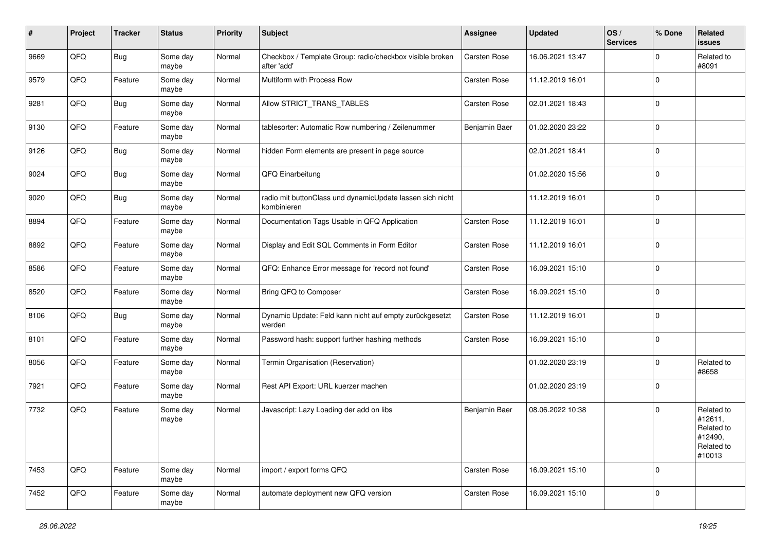| # | Project | Tracker | Status | Priority | Subject | Assignee | Updated | OS / Services | % Done | Related issues |
|---|---|---|---|---|---|---|---|---|---|---|
| 9669 | QFQ | Bug | Some day maybe | Normal | Checkbox / Template Group: radio/checkbox visible broken after 'add' | Carsten Rose | 16.06.2021 13:47 | | 0 | Related to #8091 |
| 9579 | QFQ | Feature | Some day maybe | Normal | Multiform with Process Row | Carsten Rose | 11.12.2019 16:01 | | 0 | |
| 9281 | QFQ | Bug | Some day maybe | Normal | Allow STRICT_TRANS_TABLES | Carsten Rose | 02.01.2021 18:43 | | 0 | |
| 9130 | QFQ | Feature | Some day maybe | Normal | tablesorter: Automatic Row numbering / Zeilenummer | Benjamin Baer | 01.02.2020 23:22 | | 0 | |
| 9126 | QFQ | Bug | Some day maybe | Normal | hidden Form elements are present in page source | | 02.01.2021 18:41 | | 0 | |
| 9024 | QFQ | Bug | Some day maybe | Normal | QFQ Einarbeitung | | 01.02.2020 15:56 | | 0 | |
| 9020 | QFQ | Bug | Some day maybe | Normal | radio mit buttonClass und dynamicUpdate lassen sich nicht kombinieren | | 11.12.2019 16:01 | | 0 | |
| 8894 | QFQ | Feature | Some day maybe | Normal | Documentation Tags Usable in QFQ Application | Carsten Rose | 11.12.2019 16:01 | | 0 | |
| 8892 | QFQ | Feature | Some day maybe | Normal | Display and Edit SQL Comments in Form Editor | Carsten Rose | 11.12.2019 16:01 | | 0 | |
| 8586 | QFQ | Feature | Some day maybe | Normal | QFQ: Enhance Error message for 'record not found' | Carsten Rose | 16.09.2021 15:10 | | 0 | |
| 8520 | QFQ | Feature | Some day maybe | Normal | Bring QFQ to Composer | Carsten Rose | 16.09.2021 15:10 | | 0 | |
| 8106 | QFQ | Bug | Some day maybe | Normal | Dynamic Update: Feld kann nicht auf empty zurückgesetzt werden | Carsten Rose | 11.12.2019 16:01 | | 0 | |
| 8101 | QFQ | Feature | Some day maybe | Normal | Password hash: support further hashing methods | Carsten Rose | 16.09.2021 15:10 | | 0 | |
| 8056 | QFQ | Feature | Some day maybe | Normal | Termin Organisation (Reservation) | | 01.02.2020 23:19 | | 0 | Related to #8658 |
| 7921 | QFQ | Feature | Some day maybe | Normal | Rest API Export: URL kuerzer machen | | 01.02.2020 23:19 | | 0 | |
| 7732 | QFQ | Feature | Some day maybe | Normal | Javascript: Lazy Loading der add on libs | Benjamin Baer | 08.06.2022 10:38 | | 0 | Related to #12611, Related to #12490, Related to #10013 |
| 7453 | QFQ | Feature | Some day maybe | Normal | import / export forms QFQ | Carsten Rose | 16.09.2021 15:10 | | 0 | |
| 7452 | QFQ | Feature | Some day maybe | Normal | automate deployment new QFQ version | Carsten Rose | 16.09.2021 15:10 | | 0 | |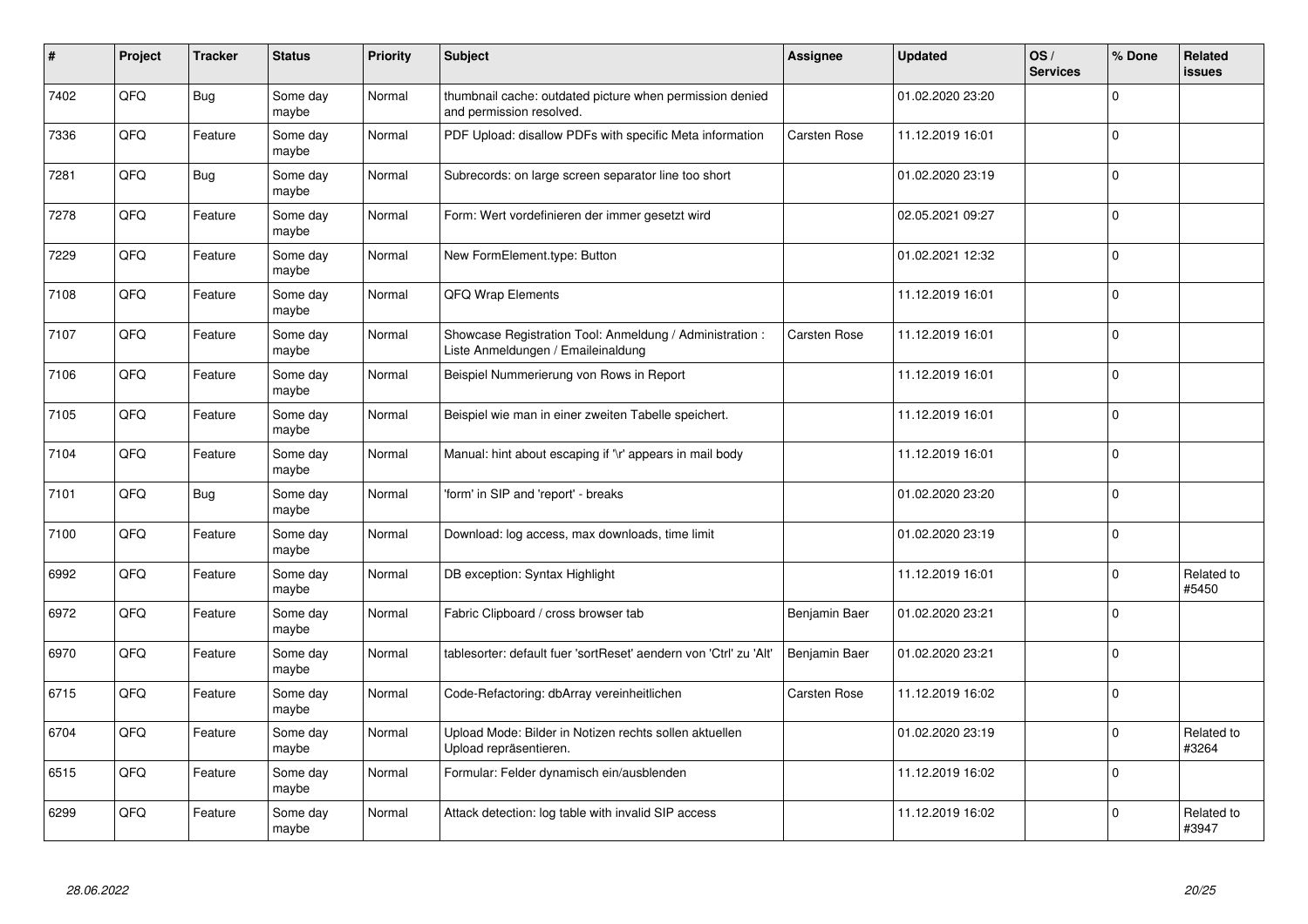| # | Project | Tracker | Status | Priority | Subject | Assignee | Updated | OS / Services | % Done | Related issues |
|---|---|---|---|---|---|---|---|---|---|---|
| 7402 | QFQ | Bug | Some day maybe | Normal | thumbnail cache: outdated picture when permission denied and permission resolved. | | 01.02.2020 23:20 | | 0 | |
| 7336 | QFQ | Feature | Some day maybe | Normal | PDF Upload: disallow PDFs with specific Meta information | Carsten Rose | 11.12.2019 16:01 | | 0 | |
| 7281 | QFQ | Bug | Some day maybe | Normal | Subrecords: on large screen separator line too short | | 01.02.2020 23:19 | | 0 | |
| 7278 | QFQ | Feature | Some day maybe | Normal | Form: Wert vordefinieren der immer gesetzt wird | | 02.05.2021 09:27 | | 0 | |
| 7229 | QFQ | Feature | Some day maybe | Normal | New FormElement.type: Button | | 01.02.2021 12:32 | | 0 | |
| 7108 | QFQ | Feature | Some day maybe | Normal | QFQ Wrap Elements | | 11.12.2019 16:01 | | 0 | |
| 7107 | QFQ | Feature | Some day maybe | Normal | Showcase Registration Tool: Anmeldung / Administration : Liste Anmeldungen / Emaileinaldung | Carsten Rose | 11.12.2019 16:01 | | 0 | |
| 7106 | QFQ | Feature | Some day maybe | Normal | Beispiel Nummerierung von Rows in Report | | 11.12.2019 16:01 | | 0 | |
| 7105 | QFQ | Feature | Some day maybe | Normal | Beispiel wie man in einer zweiten Tabelle speichert. | | 11.12.2019 16:01 | | 0 | |
| 7104 | QFQ | Feature | Some day maybe | Normal | Manual: hint about escaping if '\r' appears in mail body | | 11.12.2019 16:01 | | 0 | |
| 7101 | QFQ | Bug | Some day maybe | Normal | 'form' in SIP and 'report' - breaks | | 01.02.2020 23:20 | | 0 | |
| 7100 | QFQ | Feature | Some day maybe | Normal | Download: log access, max downloads, time limit | | 01.02.2020 23:19 | | 0 | |
| 6992 | QFQ | Feature | Some day maybe | Normal | DB exception: Syntax Highlight | | 11.12.2019 16:01 | | 0 | Related to #5450 |
| 6972 | QFQ | Feature | Some day maybe | Normal | Fabric Clipboard / cross browser tab | Benjamin Baer | 01.02.2020 23:21 | | 0 | |
| 6970 | QFQ | Feature | Some day maybe | Normal | tablesorter: default fuer 'sortReset' aendern von 'Ctrl' zu 'Alt' | Benjamin Baer | 01.02.2020 23:21 | | 0 | |
| 6715 | QFQ | Feature | Some day maybe | Normal | Code-Refactoring: dbArray vereinheitlichen | Carsten Rose | 11.12.2019 16:02 | | 0 | |
| 6704 | QFQ | Feature | Some day maybe | Normal | Upload Mode: Bilder in Notizen rechts sollen aktuellen Upload repräsentieren. | | 01.02.2020 23:19 | | 0 | Related to #3264 |
| 6515 | QFQ | Feature | Some day maybe | Normal | Formular: Felder dynamisch ein/ausblenden | | 11.12.2019 16:02 | | 0 | |
| 6299 | QFQ | Feature | Some day maybe | Normal | Attack detection: log table with invalid SIP access | | 11.12.2019 16:02 | | 0 | Related to #3947 |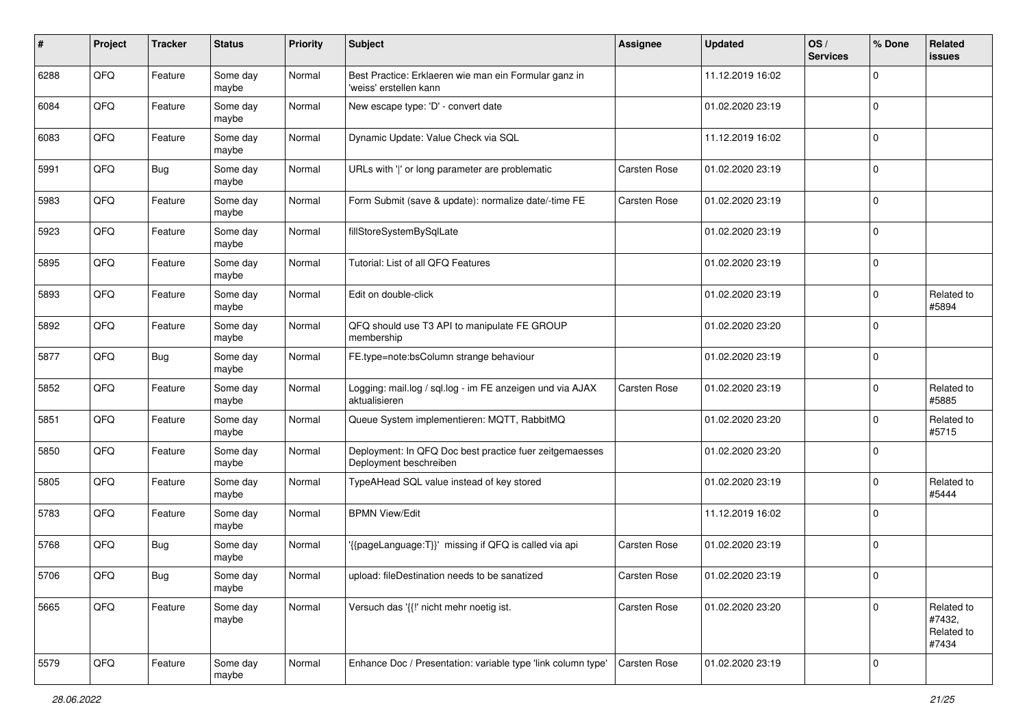| # | Project | Tracker | Status | Priority | Subject | Assignee | Updated | OS / Services | % Done | Related issues |
|---|---|---|---|---|---|---|---|---|---|---|
| 6288 | QFQ | Feature | Some day maybe | Normal | Best Practice: Erklaeren wie man ein Formular ganz in 'weiss' erstellen kann | | 11.12.2019 16:02 | | 0 | |
| 6084 | QFQ | Feature | Some day maybe | Normal | New escape type: 'D' - convert date | | 01.02.2020 23:19 | | 0 | |
| 6083 | QFQ | Feature | Some day maybe | Normal | Dynamic Update: Value Check via SQL | | 11.12.2019 16:02 | | 0 | |
| 5991 | QFQ | Bug | Some day maybe | Normal | URLs with '\|' or long parameter are problematic | Carsten Rose | 01.02.2020 23:19 | | 0 | |
| 5983 | QFQ | Feature | Some day maybe | Normal | Form Submit (save & update): normalize date/-time FE | Carsten Rose | 01.02.2020 23:19 | | 0 | |
| 5923 | QFQ | Feature | Some day maybe | Normal | fillStoreSystemBySqlLate | | 01.02.2020 23:19 | | 0 | |
| 5895 | QFQ | Feature | Some day maybe | Normal | Tutorial: List of all QFQ Features | | 01.02.2020 23:19 | | 0 | |
| 5893 | QFQ | Feature | Some day maybe | Normal | Edit on double-click | | 01.02.2020 23:19 | | 0 | Related to #5894 |
| 5892 | QFQ | Feature | Some day maybe | Normal | QFQ should use T3 API to manipulate FE GROUP membership | | 01.02.2020 23:20 | | 0 | |
| 5877 | QFQ | Bug | Some day maybe | Normal | FE.type=note:bsColumn strange behaviour | | 01.02.2020 23:19 | | 0 | |
| 5852 | QFQ | Feature | Some day maybe | Normal | Logging: mail.log / sql.log - im FE anzeigen und via AJAX aktualisieren | Carsten Rose | 01.02.2020 23:19 | | 0 | Related to #5885 |
| 5851 | QFQ | Feature | Some day maybe | Normal | Queue System implementieren: MQTT, RabbitMQ | | 01.02.2020 23:20 | | 0 | Related to #5715 |
| 5850 | QFQ | Feature | Some day maybe | Normal | Deployment: In QFQ Doc best practice fuer zeitgemaesses Deployment beschreiben | | 01.02.2020 23:20 | | 0 | |
| 5805 | QFQ | Feature | Some day maybe | Normal | TypeAHead SQL value instead of key stored | | 01.02.2020 23:19 | | 0 | Related to #5444 |
| 5783 | QFQ | Feature | Some day maybe | Normal | BPMN View/Edit | | 11.12.2019 16:02 | | 0 | |
| 5768 | QFQ | Bug | Some day maybe | Normal | '{{pageLanguage:T}}' missing if QFQ is called via api | Carsten Rose | 01.02.2020 23:19 | | 0 | |
| 5706 | QFQ | Bug | Some day maybe | Normal | upload: fileDestination needs to be sanatized | Carsten Rose | 01.02.2020 23:19 | | 0 | |
| 5665 | QFQ | Feature | Some day maybe | Normal | Versuch das '{{!' nicht mehr noetig ist. | Carsten Rose | 01.02.2020 23:20 | | 0 | Related to #7432, Related to #7434 |
| 5579 | QFQ | Feature | Some day maybe | Normal | Enhance Doc / Presentation: variable type 'link column type' | Carsten Rose | 01.02.2020 23:19 | | 0 | |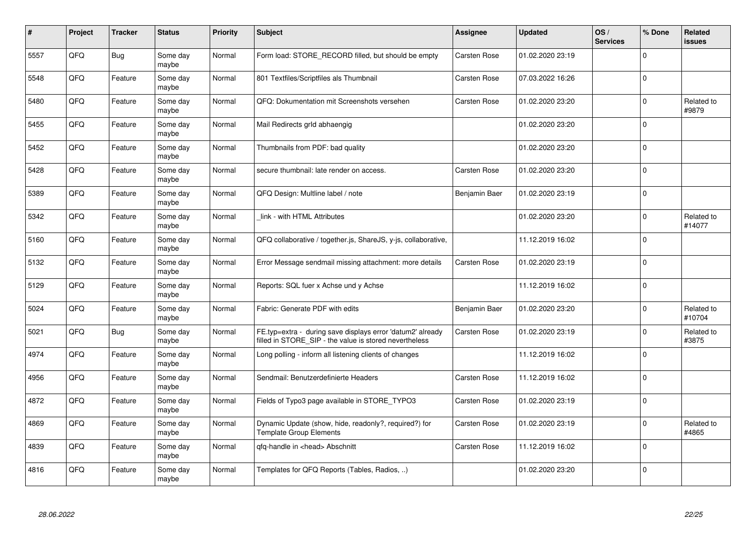| # | Project | Tracker | Status | Priority | Subject | Assignee | Updated | OS / Services | % Done | Related issues |
|---|---|---|---|---|---|---|---|---|---|---|
| 5557 | QFQ | Bug | Some day maybe | Normal | Form load: STORE_RECORD filled, but should be empty | Carsten Rose | 01.02.2020 23:19 | | 0 | |
| 5548 | QFQ | Feature | Some day maybe | Normal | 801 Textfiles/Scriptfiles als Thumbnail | Carsten Rose | 07.03.2022 16:26 | | 0 | |
| 5480 | QFQ | Feature | Some day maybe | Normal | QFQ: Dokumentation mit Screenshots versehen | Carsten Rose | 01.02.2020 23:20 | | 0 | Related to #9879 |
| 5455 | QFQ | Feature | Some day maybe | Normal | Mail Redirects grId abhaengig | | 01.02.2020 23:20 | | 0 | |
| 5452 | QFQ | Feature | Some day maybe | Normal | Thumbnails from PDF: bad quality | | 01.02.2020 23:20 | | 0 | |
| 5428 | QFQ | Feature | Some day maybe | Normal | secure thumbnail: late render on access. | Carsten Rose | 01.02.2020 23:20 | | 0 | |
| 5389 | QFQ | Feature | Some day maybe | Normal | QFQ Design: Multline label / note | Benjamin Baer | 01.02.2020 23:19 | | 0 | |
| 5342 | QFQ | Feature | Some day maybe | Normal | _link - with HTML Attributes | | 01.02.2020 23:20 | | 0 | Related to #14077 |
| 5160 | QFQ | Feature | Some day maybe | Normal | QFQ collaborative / together.js, ShareJS, y-js, collaborative, | | 11.12.2019 16:02 | | 0 | |
| 5132 | QFQ | Feature | Some day maybe | Normal | Error Message sendmail missing attachment: more details | Carsten Rose | 01.02.2020 23:19 | | 0 | |
| 5129 | QFQ | Feature | Some day maybe | Normal | Reports: SQL fuer x Achse und y Achse | | 11.12.2019 16:02 | | 0 | |
| 5024 | QFQ | Feature | Some day maybe | Normal | Fabric: Generate PDF with edits | Benjamin Baer | 01.02.2020 23:20 | | 0 | Related to #10704 |
| 5021 | QFQ | Bug | Some day maybe | Normal | FE.typ=extra - during save displays error 'datum2' already filled in STORE_SIP - the value is stored nevertheless | Carsten Rose | 01.02.2020 23:19 | | 0 | Related to #3875 |
| 4974 | QFQ | Feature | Some day maybe | Normal | Long polling - inform all listening clients of changes | | 11.12.2019 16:02 | | 0 | |
| 4956 | QFQ | Feature | Some day maybe | Normal | Sendmail: Benutzerdefinierte Headers | Carsten Rose | 11.12.2019 16:02 | | 0 | |
| 4872 | QFQ | Feature | Some day maybe | Normal | Fields of Typo3 page available in STORE_TYPO3 | Carsten Rose | 01.02.2020 23:19 | | 0 | |
| 4869 | QFQ | Feature | Some day maybe | Normal | Dynamic Update (show, hide, readonly?, required?) for Template Group Elements | Carsten Rose | 01.02.2020 23:19 | | 0 | Related to #4865 |
| 4839 | QFQ | Feature | Some day maybe | Normal | qfq-handle in <head> Abschnitt | Carsten Rose | 11.12.2019 16:02 | | 0 | |
| 4816 | QFQ | Feature | Some day maybe | Normal | Templates for QFQ Reports (Tables, Radios, ..) | | 01.02.2020 23:20 | | 0 | |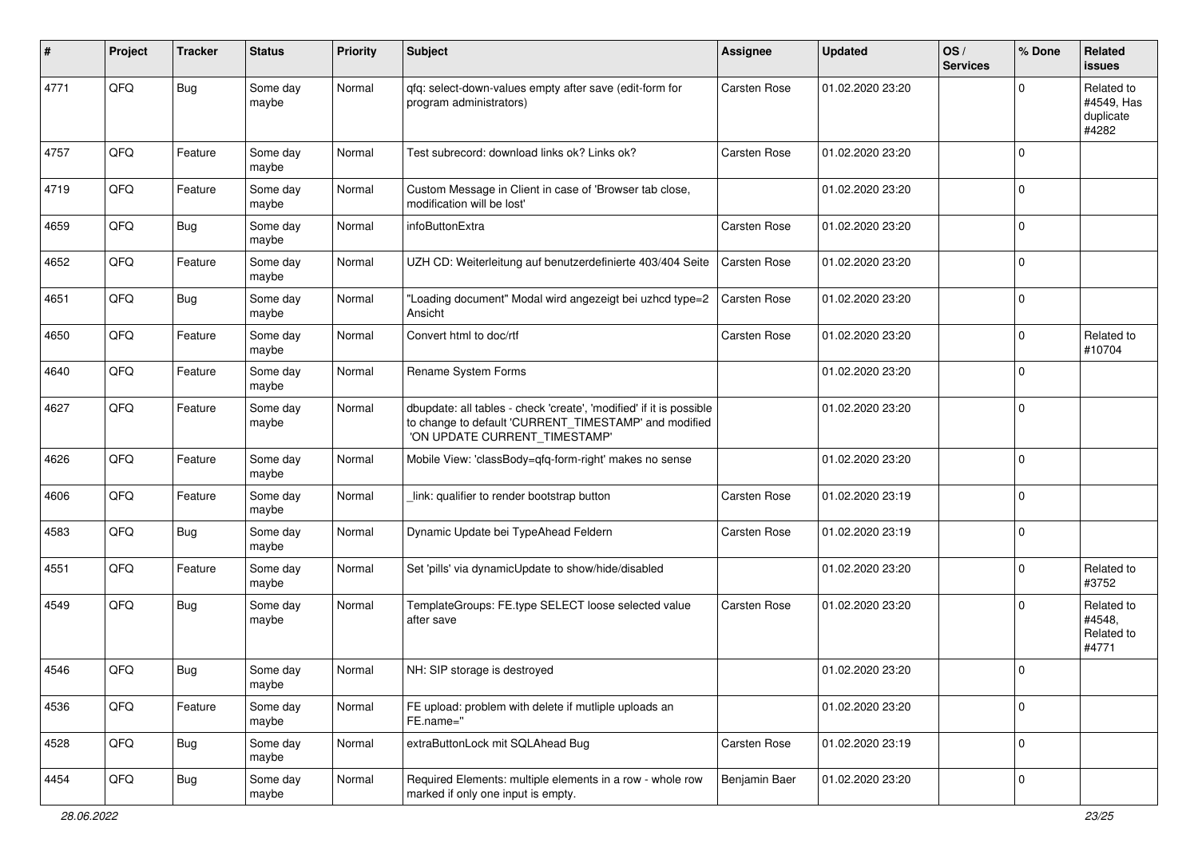| # | Project | Tracker | Status | Priority | Subject | Assignee | Updated | OS / Services | % Done | Related issues |
|---|---|---|---|---|---|---|---|---|---|---|
| 4771 | QFQ | Bug | Some day maybe | Normal | qfq: select-down-values empty after save (edit-form for program administrators) | Carsten Rose | 01.02.2020 23:20 | | 0 | Related to #4549, Has duplicate #4282 |
| 4757 | QFQ | Feature | Some day maybe | Normal | Test subrecord: download links ok? Links ok? | Carsten Rose | 01.02.2020 23:20 | | 0 | |
| 4719 | QFQ | Feature | Some day maybe | Normal | Custom Message in Client in case of 'Browser tab close, modification will be lost' | | 01.02.2020 23:20 | | 0 | |
| 4659 | QFQ | Bug | Some day maybe | Normal | infoButtonExtra | Carsten Rose | 01.02.2020 23:20 | | 0 | |
| 4652 | QFQ | Feature | Some day maybe | Normal | UZH CD: Weiterleitung auf benutzerdefinierte 403/404 Seite | Carsten Rose | 01.02.2020 23:20 | | 0 | |
| 4651 | QFQ | Bug | Some day maybe | Normal | "Loading document" Modal wird angezeigt bei uzhcd type=2 Ansicht | Carsten Rose | 01.02.2020 23:20 | | 0 | |
| 4650 | QFQ | Feature | Some day maybe | Normal | Convert html to doc/rtf | Carsten Rose | 01.02.2020 23:20 | | 0 | Related to #10704 |
| 4640 | QFQ | Feature | Some day maybe | Normal | Rename System Forms | | 01.02.2020 23:20 | | 0 | |
| 4627 | QFQ | Feature | Some day maybe | Normal | dbupdate: all tables - check 'create', 'modified' if it is possible to change to default 'CURRENT_TIMESTAMP' and modified 'ON UPDATE CURRENT_TIMESTAMP' | | 01.02.2020 23:20 | | 0 | |
| 4626 | QFQ | Feature | Some day maybe | Normal | Mobile View: 'classBody=qfq-form-right' makes no sense | | 01.02.2020 23:20 | | 0 | |
| 4606 | QFQ | Feature | Some day maybe | Normal | _link: qualifier to render bootstrap button | Carsten Rose | 01.02.2020 23:19 | | 0 | |
| 4583 | QFQ | Bug | Some day maybe | Normal | Dynamic Update bei TypeAhead Feldern | Carsten Rose | 01.02.2020 23:19 | | 0 | |
| 4551 | QFQ | Feature | Some day maybe | Normal | Set 'pills' via dynamicUpdate to show/hide/disabled | | 01.02.2020 23:20 | | 0 | Related to #3752 |
| 4549 | QFQ | Bug | Some day maybe | Normal | TemplateGroups: FE.type SELECT loose selected value after save | Carsten Rose | 01.02.2020 23:20 | | 0 | Related to #4548, Related to #4771 |
| 4546 | QFQ | Bug | Some day maybe | Normal | NH: SIP storage is destroyed | | 01.02.2020 23:20 | | 0 | |
| 4536 | QFQ | Feature | Some day maybe | Normal | FE upload: problem with delete if mutliple uploads an FE.name=" | | 01.02.2020 23:20 | | 0 | |
| 4528 | QFQ | Bug | Some day maybe | Normal | extraButtonLock mit SQLAhead Bug | Carsten Rose | 01.02.2020 23:19 | | 0 | |
| 4454 | QFQ | Bug | Some day maybe | Normal | Required Elements: multiple elements in a row - whole row marked if only one input is empty. | Benjamin Baer | 01.02.2020 23:20 | | 0 | |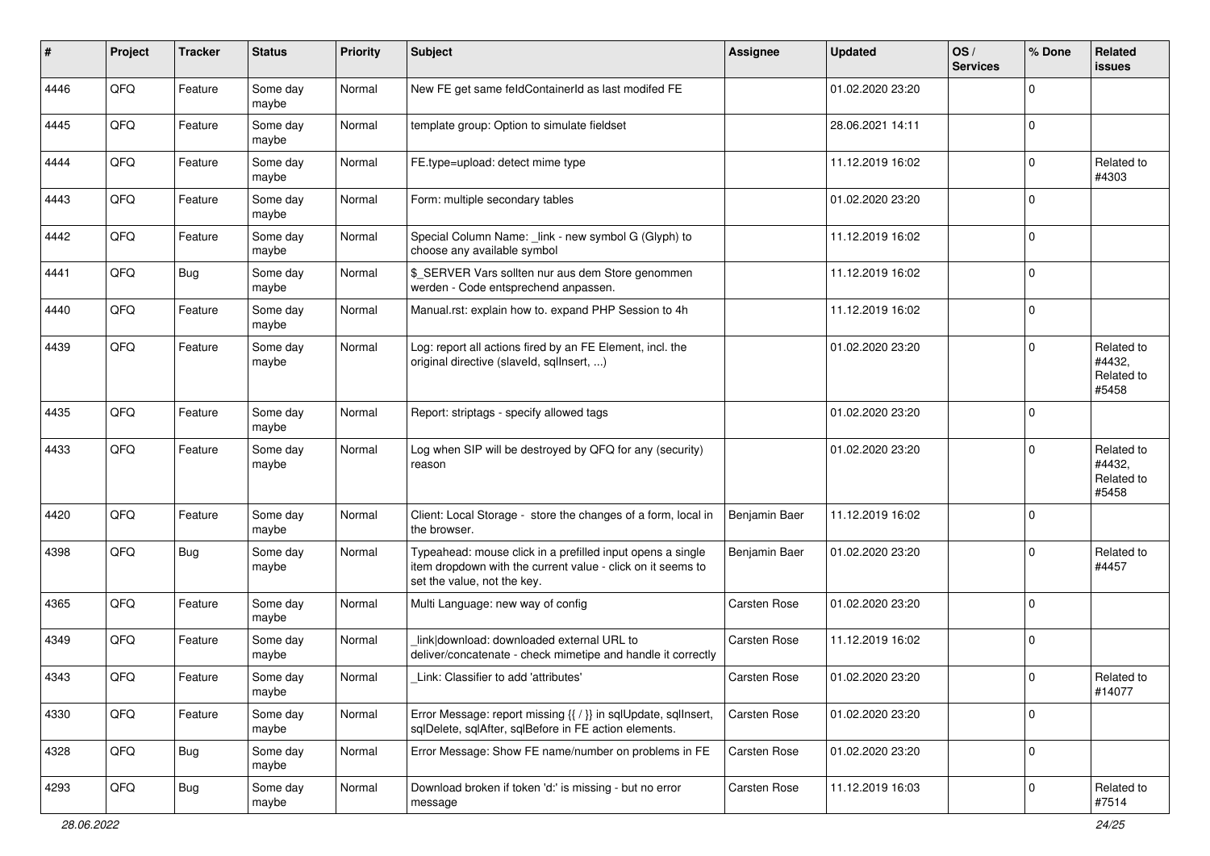| # | Project | Tracker | Status | Priority | Subject | Assignee | Updated | OS / Services | % Done | Related issues |
|---|---|---|---|---|---|---|---|---|---|---|
| 4446 | QFQ | Feature | Some day maybe | Normal | New FE get same feldContainerId as last modifed FE | | 01.02.2020 23:20 | | 0 | |
| 4445 | QFQ | Feature | Some day maybe | Normal | template group: Option to simulate fieldset | | 28.06.2021 14:11 | | 0 | |
| 4444 | QFQ | Feature | Some day maybe | Normal | FE.type=upload: detect mime type | | 11.12.2019 16:02 | | 0 | Related to #4303 |
| 4443 | QFQ | Feature | Some day maybe | Normal | Form: multiple secondary tables | | 01.02.2020 23:20 | | 0 | |
| 4442 | QFQ | Feature | Some day maybe | Normal | Special Column Name: _link - new symbol G (Glyph) to choose any available symbol | | 11.12.2019 16:02 | | 0 | |
| 4441 | QFQ | Bug | Some day maybe | Normal | $_SERVER Vars sollten nur aus dem Store genommen werden - Code entsprechend anpassen. | | 11.12.2019 16:02 | | 0 | |
| 4440 | QFQ | Feature | Some day maybe | Normal | Manual.rst: explain how to. expand PHP Session to 4h | | 11.12.2019 16:02 | | 0 | |
| 4439 | QFQ | Feature | Some day maybe | Normal | Log: report all actions fired by an FE Element, incl. the original directive (slaveId, sqlInsert, ...) | | 01.02.2020 23:20 | | 0 | Related to #4432, Related to #5458 |
| 4435 | QFQ | Feature | Some day maybe | Normal | Report: striptags - specify allowed tags | | 01.02.2020 23:20 | | 0 | |
| 4433 | QFQ | Feature | Some day maybe | Normal | Log when SIP will be destroyed by QFQ for any (security) reason | | 01.02.2020 23:20 | | 0 | Related to #4432, Related to #5458 |
| 4420 | QFQ | Feature | Some day maybe | Normal | Client: Local Storage - store the changes of a form, local in the browser. | Benjamin Baer | 11.12.2019 16:02 | | 0 | |
| 4398 | QFQ | Bug | Some day maybe | Normal | Typeahead: mouse click in a prefilled input opens a single item dropdown with the current value - click on it seems to set the value, not the key. | Benjamin Baer | 01.02.2020 23:20 | | 0 | Related to #4457 |
| 4365 | QFQ | Feature | Some day maybe | Normal | Multi Language: new way of config | Carsten Rose | 01.02.2020 23:20 | | 0 | |
| 4349 | QFQ | Feature | Some day maybe | Normal | _link\|download: downloaded external URL to deliver/concatenate - check mimetipe and handle it correctly | Carsten Rose | 11.12.2019 16:02 | | 0 | |
| 4343 | QFQ | Feature | Some day maybe | Normal | _Link: Classifier to add 'attributes' | Carsten Rose | 01.02.2020 23:20 | | 0 | Related to #14077 |
| 4330 | QFQ | Feature | Some day maybe | Normal | Error Message: report missing {{ / }} in sqlUpdate, sqlInsert, sqlDelete, sqlAfter, sqlBefore in FE action elements. | Carsten Rose | 01.02.2020 23:20 | | 0 | |
| 4328 | QFQ | Bug | Some day maybe | Normal | Error Message: Show FE name/number on problems in FE | Carsten Rose | 01.02.2020 23:20 | | 0 | |
| 4293 | QFQ | Bug | Some day maybe | Normal | Download broken if token 'd:' is missing - but no error message | Carsten Rose | 11.12.2019 16:03 | | 0 | Related to #7514 |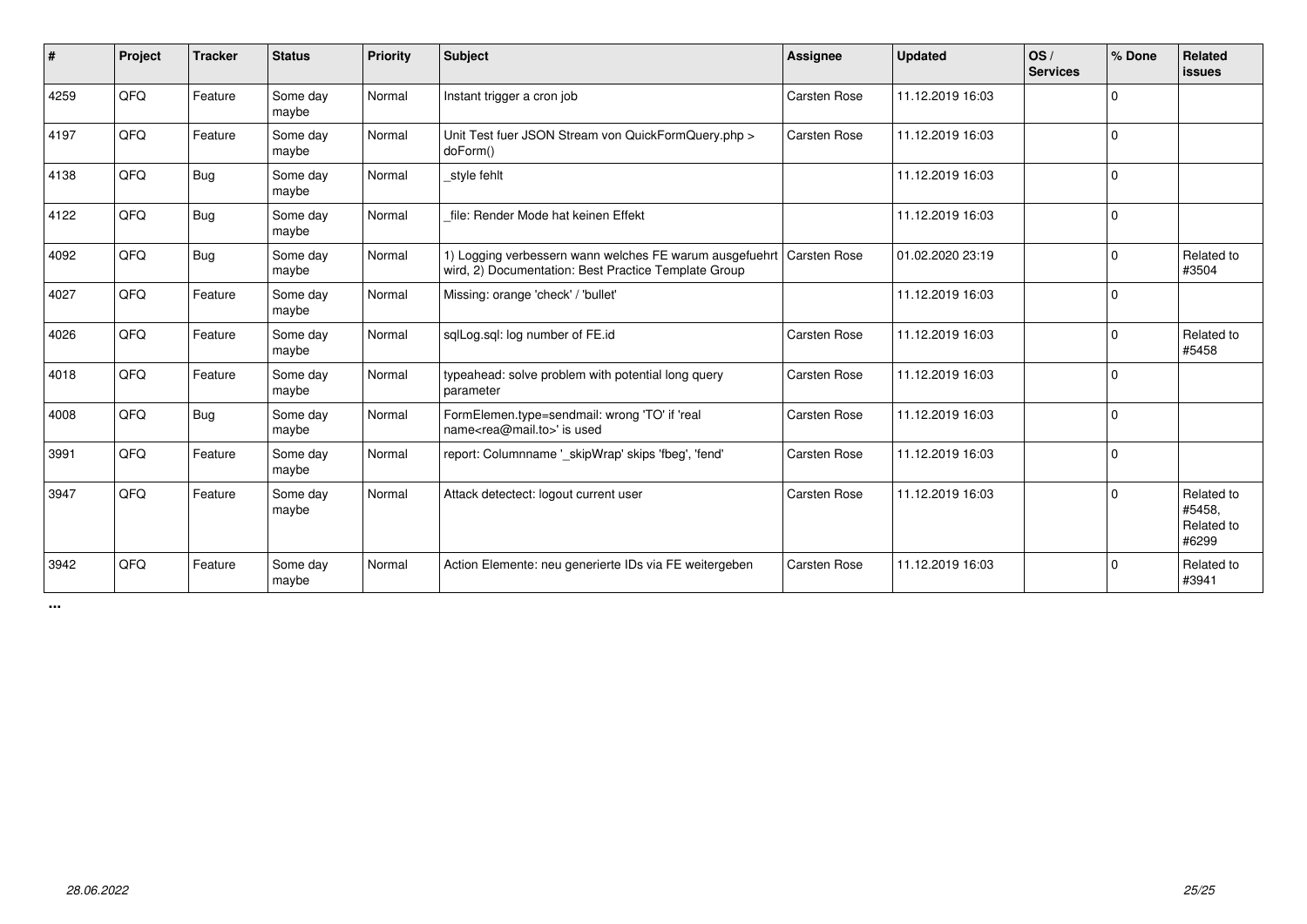| # | Project | Tracker | Status | Priority | Subject | Assignee | Updated | OS / Services | % Done | Related issues |
|---|---|---|---|---|---|---|---|---|---|---|
| 4259 | QFQ | Feature | Some day maybe | Normal | Instant trigger a cron job | Carsten Rose | 11.12.2019 16:03 | | 0 | |
| 4197 | QFQ | Feature | Some day maybe | Normal | Unit Test fuer JSON Stream von QuickFormQuery.php > doForm() | Carsten Rose | 11.12.2019 16:03 | | 0 | |
| 4138 | QFQ | Bug | Some day maybe | Normal | _style fehlt | | 11.12.2019 16:03 | | 0 | |
| 4122 | QFQ | Bug | Some day maybe | Normal | _file: Render Mode hat keinen Effekt | | 11.12.2019 16:03 | | 0 | |
| 4092 | QFQ | Bug | Some day maybe | Normal | 1) Logging verbessern wann welches FE warum ausgefuehrt wird, 2) Documentation: Best Practice Template Group | Carsten Rose | 01.02.2020 23:19 | | 0 | Related to #3504 |
| 4027 | QFQ | Feature | Some day maybe | Normal | Missing: orange 'check' / 'bullet' | | 11.12.2019 16:03 | | 0 | |
| 4026 | QFQ | Feature | Some day maybe | Normal | sqlLog.sql: log number of FE.id | Carsten Rose | 11.12.2019 16:03 | | 0 | Related to #5458 |
| 4018 | QFQ | Feature | Some day maybe | Normal | typeahead: solve problem with potential long query parameter | Carsten Rose | 11.12.2019 16:03 | | 0 | |
| 4008 | QFQ | Bug | Some day maybe | Normal | FormElemen.type=sendmail: wrong 'TO' if 'real name<rea@mail.to>' is used | Carsten Rose | 11.12.2019 16:03 | | 0 | |
| 3991 | QFQ | Feature | Some day maybe | Normal | report: Columnname '_skipWrap' skips 'fbeg', 'fend' | Carsten Rose | 11.12.2019 16:03 | | 0 | |
| 3947 | QFQ | Feature | Some day maybe | Normal | Attack detectect: logout current user | Carsten Rose | 11.12.2019 16:03 | | 0 | Related to #5458, Related to #6299 |
| 3942 | QFQ | Feature | Some day maybe | Normal | Action Elemente: neu generierte IDs via FE weitergeben | Carsten Rose | 11.12.2019 16:03 | | 0 | Related to #3941 |

...